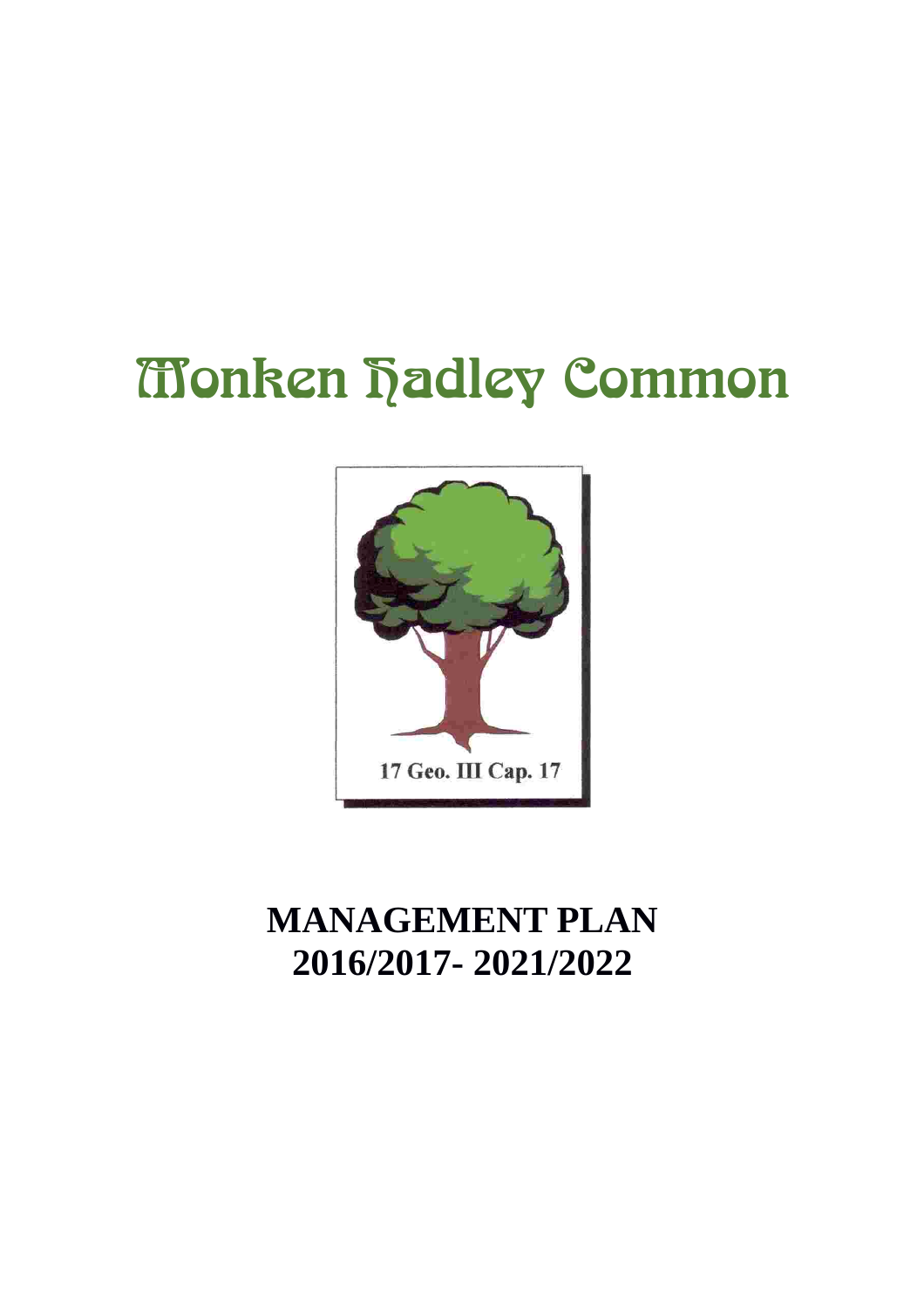# Monken Hadley Common

17 Geo. III Cap. 17

**MANAGEMENT PLAN**
**2016/2017- 2021/2022**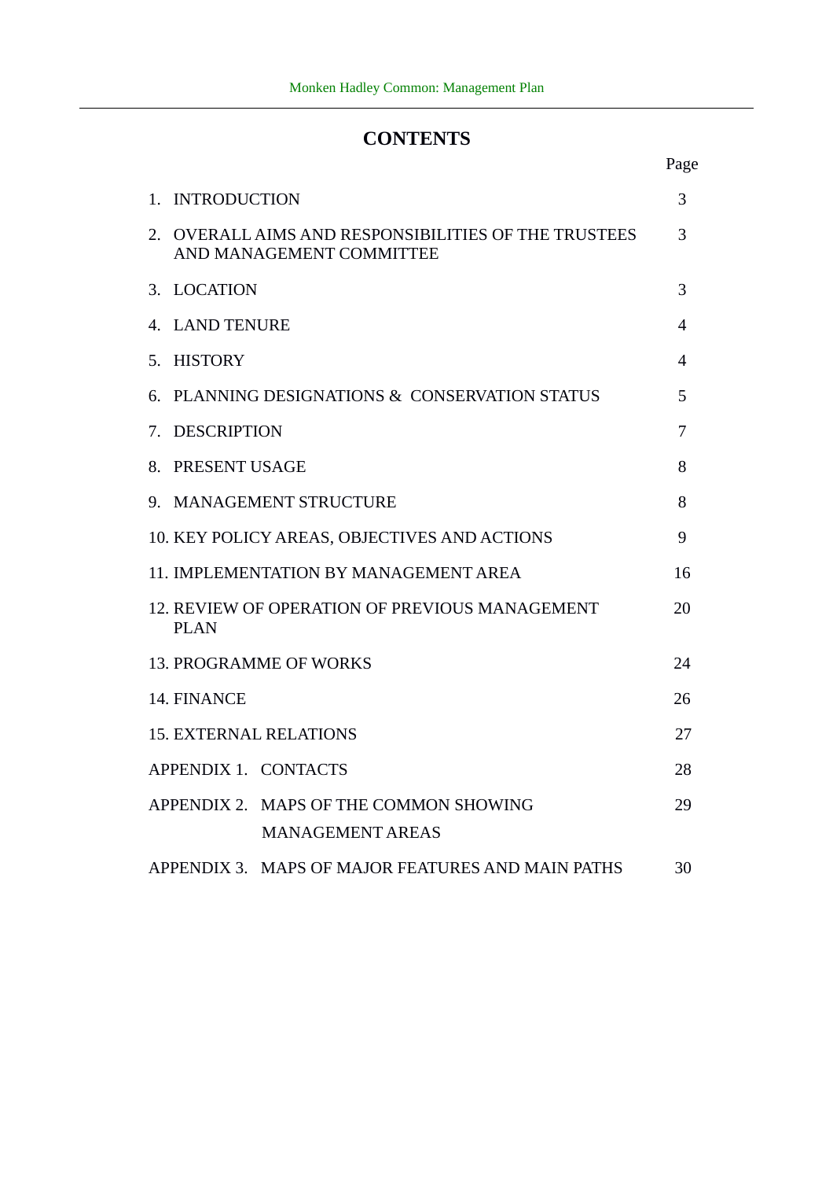# CONTENTS

| | Page |
|---|---|
| 1. INTRODUCTION | 3 |
| 2. OVERALL AIMS AND RESPONSIBILITIES OF THE TRUSTEES AND MANAGEMENT COMMITTEE | 3 |
| 3. LOCATION | 3 |
| 4. LAND TENURE | 4 |
| 5. HISTORY | 4 |
| 6. PLANNING DESIGNATIONS & CONSERVATION STATUS | 5 |
| 7. DESCRIPTION | 7 |
| 8. PRESENT USAGE | 8 |
| 9. MANAGEMENT STRUCTURE | 8 |
| 10. KEY POLICY AREAS, OBJECTIVES AND ACTIONS | 9 |
| 11. IMPLEMENTATION BY MANAGEMENT AREA | 16 |
| 12. REVIEW OF OPERATION OF PREVIOUS MANAGEMENT PLAN | 20 |
| 13. PROGRAMME OF WORKS | 24 |
| 14. FINANCE | 26 |
| 15. EXTERNAL RELATIONS | 27 |
| APPENDIX 1. CONTACTS | 28 |
| APPENDIX 2. MAPS OF THE COMMON SHOWING MANAGEMENT AREAS | 29 |
| APPENDIX 3. MAPS OF MAJOR FEATURES AND MAIN PATHS | 30 |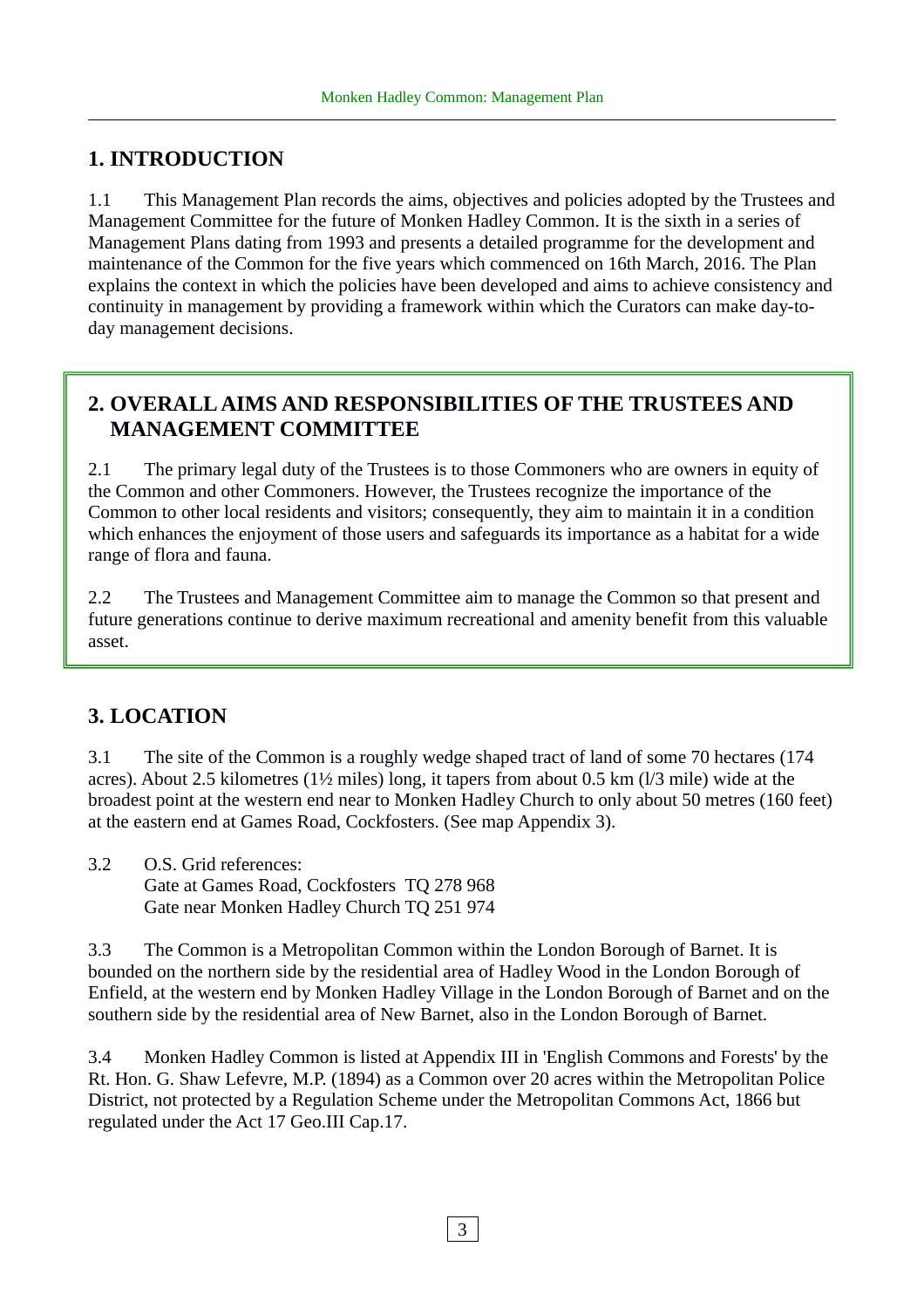## 1. INTRODUCTION

1.1 This Management Plan records the aims, objectives and policies adopted by the Trustees and Management Committee for the future of Monken Hadley Common. It is the sixth in a series of Management Plans dating from 1993 and presents a detailed programme for the development and maintenance of the Common for the five years which commenced on 16th March, 2016. The Plan explains the context in which the policies have been developed and aims to achieve consistency and continuity in management by providing a framework within which the Curators can make day-to-day management decisions.

## 2. OVERALL AIMS AND RESPONSIBILITIES OF THE TRUSTEES AND MANAGEMENT COMMITTEE

2.1 The primary legal duty of the Trustees is to those Commoners who are owners in equity of the Common and other Commoners. However, the Trustees recognize the importance of the Common to other local residents and visitors; consequently, they aim to maintain it in a condition which enhances the enjoyment of those users and safeguards its importance as a habitat for a wide range of flora and fauna.

2.2 The Trustees and Management Committee aim to manage the Common so that present and future generations continue to derive maximum recreational and amenity benefit from this valuable asset.

## 3. LOCATION

3.1 The site of the Common is a roughly wedge shaped tract of land of some 70 hectares (174 acres). About 2.5 kilometres (1½ miles) long, it tapers from about 0.5 km (l/3 mile) wide at the broadest point at the western end near to Monken Hadley Church to only about 50 metres (160 feet) at the eastern end at Games Road, Cockfosters. (See map Appendix 3).

3.2 O.S. Grid references:
Gate at Games Road, Cockfosters TQ 278 968
Gate near Monken Hadley Church TQ 251 974

3.3 The Common is a Metropolitan Common within the London Borough of Barnet. It is bounded on the northern side by the residential area of Hadley Wood in the London Borough of Enfield, at the western end by Monken Hadley Village in the London Borough of Barnet and on the southern side by the residential area of New Barnet, also in the London Borough of Barnet.

3.4 Monken Hadley Common is listed at Appendix III in 'English Commons and Forests' by the Rt. Hon. G. Shaw Lefevre, M.P. (1894) as a Common over 20 acres within the Metropolitan Police District, not protected by a Regulation Scheme under the Metropolitan Commons Act, 1866 but regulated under the Act 17 Geo.III Cap.17.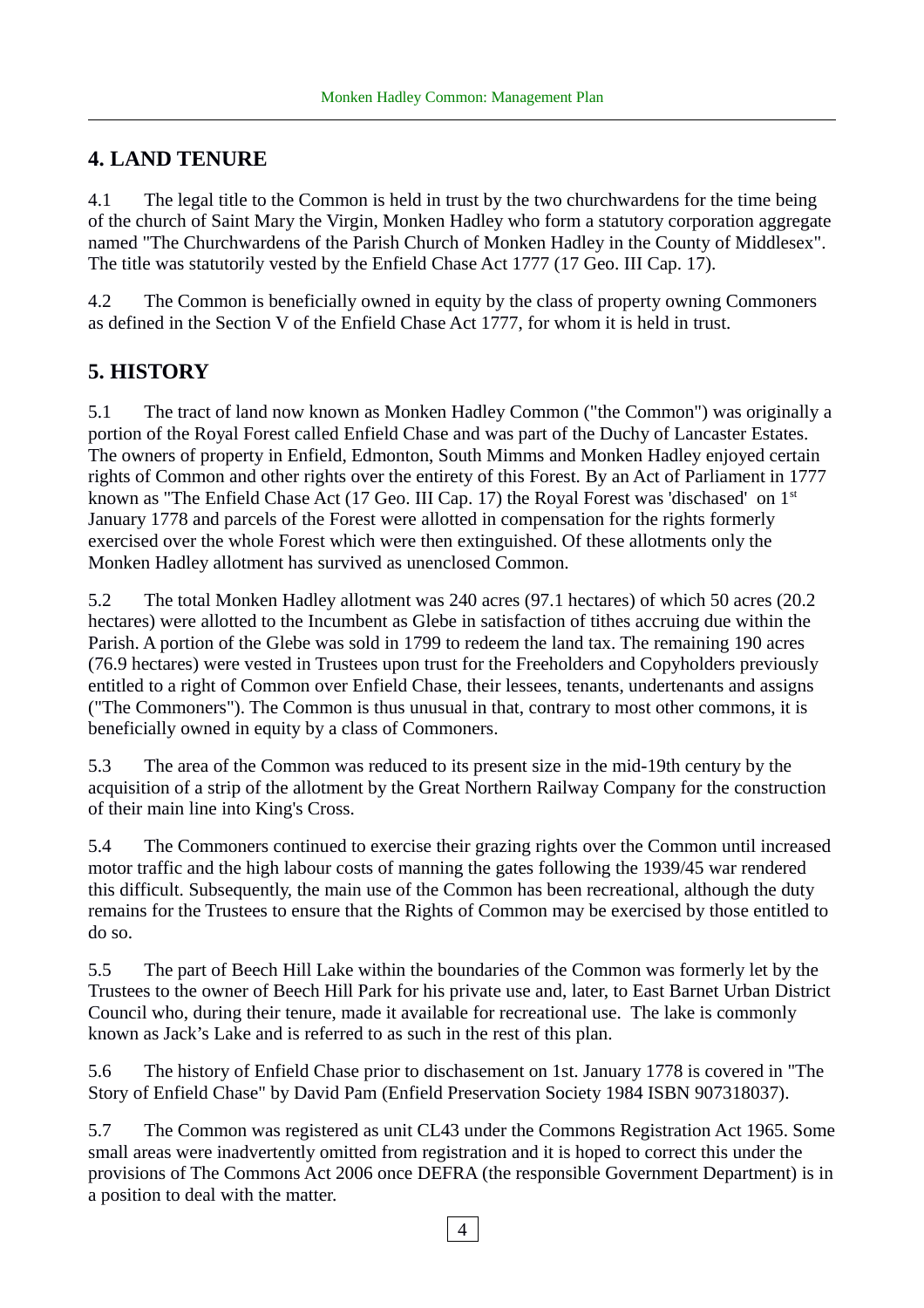## 4. LAND TENURE

4.1 The legal title to the Common is held in trust by the two churchwardens for the time being of the church of Saint Mary the Virgin, Monken Hadley who form a statutory corporation aggregate named "The Churchwardens of the Parish Church of Monken Hadley in the County of Middlesex". The title was statutorily vested by the Enfield Chase Act 1777 (17 Geo. III Cap. 17).

4.2 The Common is beneficially owned in equity by the class of property owning Commoners as defined in the Section V of the Enfield Chase Act 1777, for whom it is held in trust.

## 5. HISTORY

5.1 The tract of land now known as Monken Hadley Common ("the Common") was originally a portion of the Royal Forest called Enfield Chase and was part of the Duchy of Lancaster Estates. The owners of property in Enfield, Edmonton, South Mimms and Monken Hadley enjoyed certain rights of Common and other rights over the entirety of this Forest. By an Act of Parliament in 1777 known as "The Enfield Chase Act (17 Geo. III Cap. 17) the Royal Forest was 'dischased' on 1st January 1778 and parcels of the Forest were allotted in compensation for the rights formerly exercised over the whole Forest which were then extinguished. Of these allotments only the Monken Hadley allotment has survived as unenclosed Common.

5.2 The total Monken Hadley allotment was 240 acres (97.1 hectares) of which 50 acres (20.2 hectares) were allotted to the Incumbent as Glebe in satisfaction of tithes accruing due within the Parish. A portion of the Glebe was sold in 1799 to redeem the land tax. The remaining 190 acres (76.9 hectares) were vested in Trustees upon trust for the Freeholders and Copyholders previously entitled to a right of Common over Enfield Chase, their lessees, tenants, undertenants and assigns ("The Commoners"). The Common is thus unusual in that, contrary to most other commons, it is beneficially owned in equity by a class of Commoners.

5.3 The area of the Common was reduced to its present size in the mid-19th century by the acquisition of a strip of the allotment by the Great Northern Railway Company for the construction of their main line into King's Cross.

5.4 The Commoners continued to exercise their grazing rights over the Common until increased motor traffic and the high labour costs of manning the gates following the 1939/45 war rendered this difficult. Subsequently, the main use of the Common has been recreational, although the duty remains for the Trustees to ensure that the Rights of Common may be exercised by those entitled to do so.

5.5 The part of Beech Hill Lake within the boundaries of the Common was formerly let by the Trustees to the owner of Beech Hill Park for his private use and, later, to East Barnet Urban District Council who, during their tenure, made it available for recreational use. The lake is commonly known as Jack's Lake and is referred to as such in the rest of this plan.

5.6 The history of Enfield Chase prior to dischasement on 1st. January 1778 is covered in "The Story of Enfield Chase" by David Pam (Enfield Preservation Society 1984 ISBN 907318037).

5.7 The Common was registered as unit CL43 under the Commons Registration Act 1965. Some small areas were inadvertently omitted from registration and it is hoped to correct this under the provisions of The Commons Act 2006 once DEFRA (the responsible Government Department) is in a position to deal with the matter.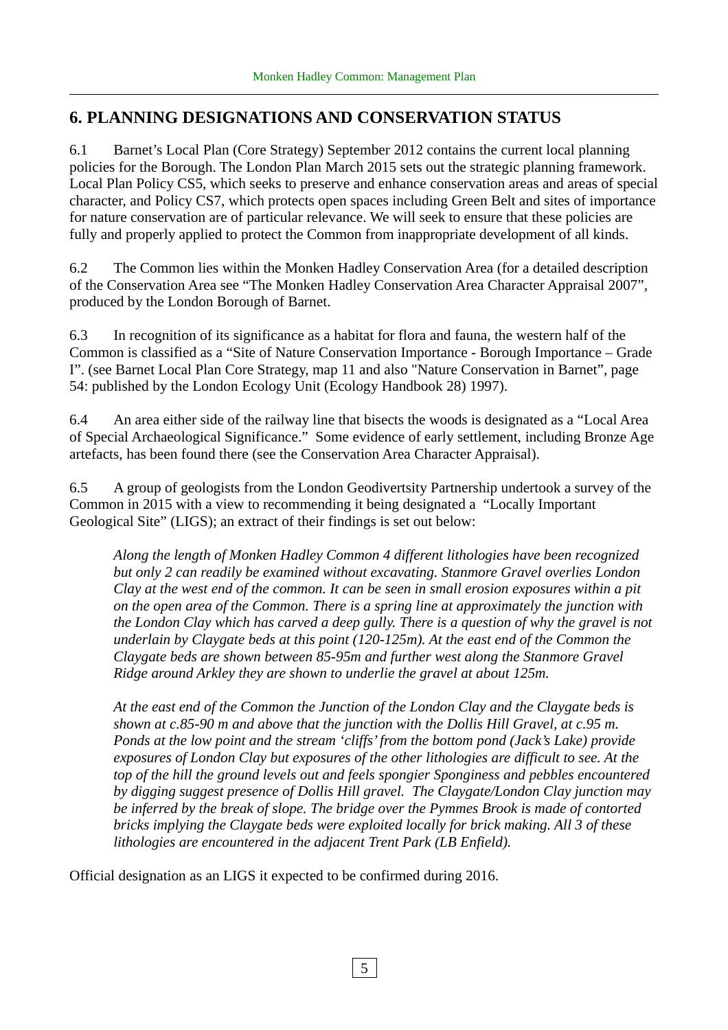## 6. PLANNING DESIGNATIONS AND CONSERVATION STATUS

6.1 Barnet's Local Plan (Core Strategy) September 2012 contains the current local planning policies for the Borough. The London Plan March 2015 sets out the strategic planning framework. Local Plan Policy CS5, which seeks to preserve and enhance conservation areas and areas of special character, and Policy CS7, which protects open spaces including Green Belt and sites of importance for nature conservation are of particular relevance. We will seek to ensure that these policies are fully and properly applied to protect the Common from inappropriate development of all kinds.

6.2 The Common lies within the Monken Hadley Conservation Area (for a detailed description of the Conservation Area see "The Monken Hadley Conservation Area Character Appraisal 2007", produced by the London Borough of Barnet.

6.3 In recognition of its significance as a habitat for flora and fauna, the western half of the Common is classified as a "Site of Nature Conservation Importance - Borough Importance – Grade I". (see Barnet Local Plan Core Strategy, map 11 and also "Nature Conservation in Barnet", page 54: published by the London Ecology Unit (Ecology Handbook 28) 1997).

6.4 An area either side of the railway line that bisects the woods is designated as a "Local Area of Special Archaeological Significance." Some evidence of early settlement, including Bronze Age artefacts, has been found there (see the Conservation Area Character Appraisal).

6.5 A group of geologists from the London Geodivertsity Partnership undertook a survey of the Common in 2015 with a view to recommending it being designated a "Locally Important Geological Site" (LIGS); an extract of their findings is set out below:

> *Along the length of Monken Hadley Common 4 different lithologies have been recognized but only 2 can readily be examined without excavating. Stanmore Gravel overlies London Clay at the west end of the common. It can be seen in small erosion exposures within a pit on the open area of the Common. There is a spring line at approximately the junction with the London Clay which has carved a deep gully. There is a question of why the gravel is not underlain by Claygate beds at this point (120-125m). At the east end of the Common the Claygate beds are shown between 85-95m and further west along the Stanmore Gravel Ridge around Arkley they are shown to underlie the gravel at about 125m.*
>
> *At the east end of the Common the Junction of the London Clay and the Claygate beds is shown at c.85-90 m and above that the junction with the Dollis Hill Gravel, at c.95 m. Ponds at the low point and the stream 'cliffs' from the bottom pond (Jack's Lake) provide exposures of London Clay but exposures of the other lithologies are difficult to see. At the top of the hill the ground levels out and feels spongier Sponginess and pebbles encountered by digging suggest presence of Dollis Hill gravel. The Claygate/London Clay junction may be inferred by the break of slope. The bridge over the Pymmes Brook is made of contorted bricks implying the Claygate beds were exploited locally for brick making. All 3 of these lithologies are encountered in the adjacent Trent Park (LB Enfield).*

Official designation as an LIGS it expected to be confirmed during 2016.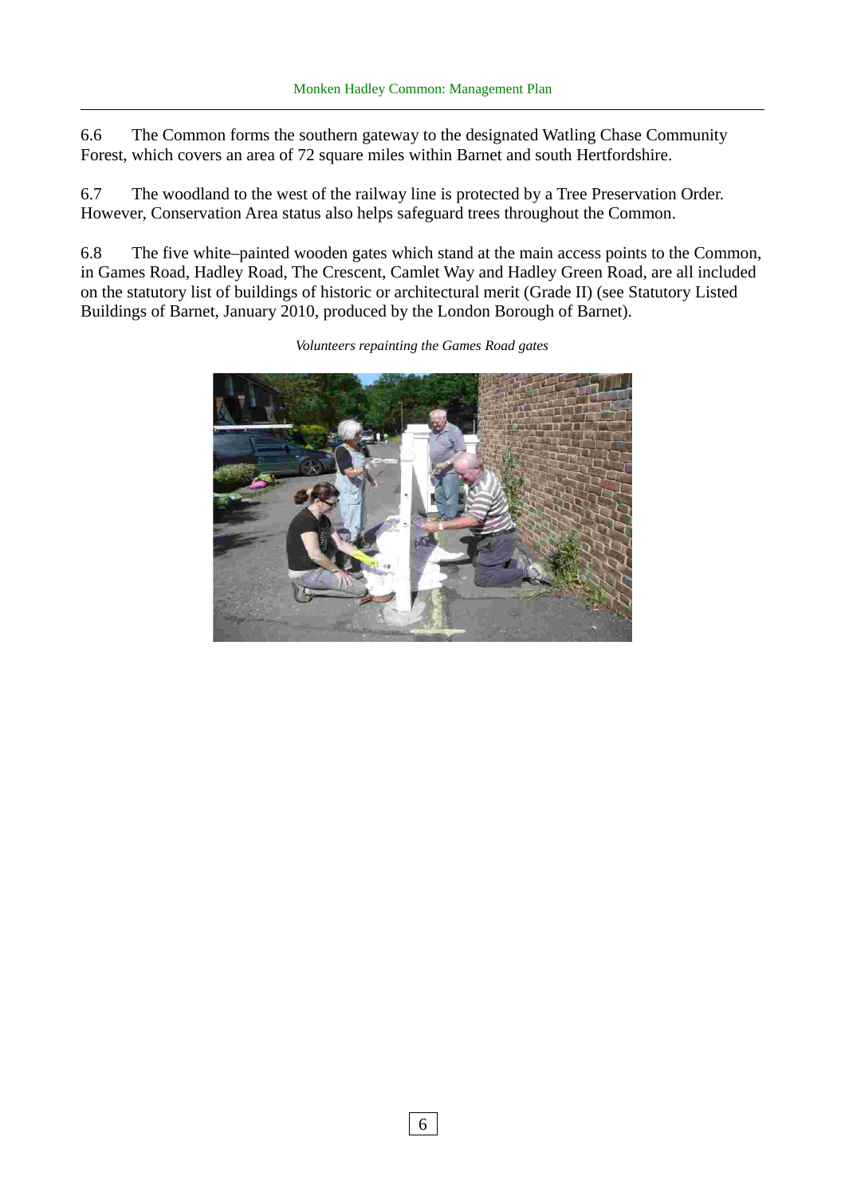6.6 The Common forms the southern gateway to the designated Watling Chase Community Forest, which covers an area of 72 square miles within Barnet and south Hertfordshire.

6.7 The woodland to the west of the railway line is protected by a Tree Preservation Order. However, Conservation Area status also helps safeguard trees throughout the Common.

6.8 The five white–painted wooden gates which stand at the main access points to the Common, in Games Road, Hadley Road, The Crescent, Camlet Way and Hadley Green Road, are all included on the statutory list of buildings of historic or architectural merit (Grade II) (see Statutory Listed Buildings of Barnet, January 2010, produced by the London Borough of Barnet).

*Volunteers repainting the Games Road gates*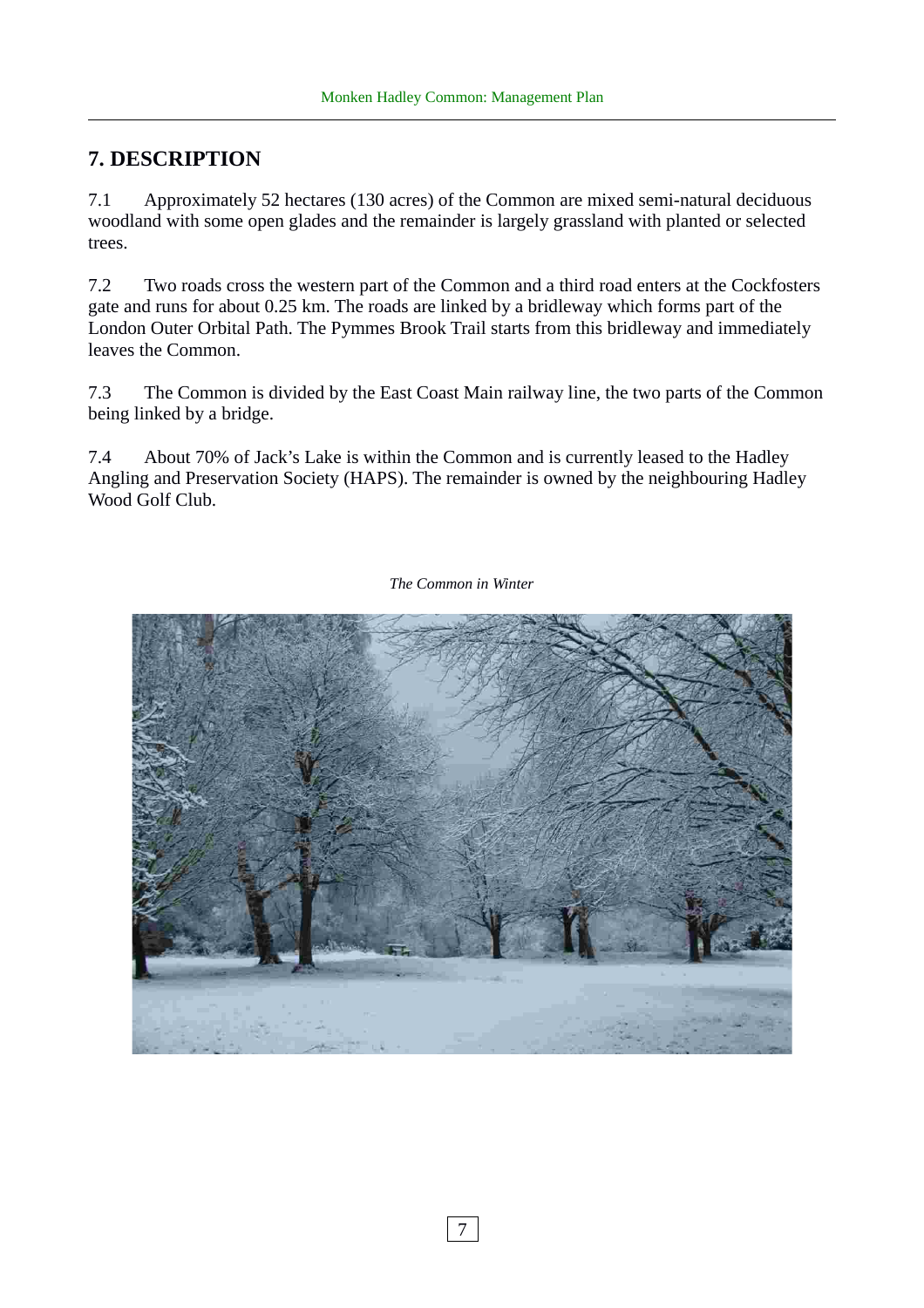## 7. DESCRIPTION

7.1 Approximately 52 hectares (130 acres) of the Common are mixed semi-natural deciduous woodland with some open glades and the remainder is largely grassland with planted or selected trees.

7.2 Two roads cross the western part of the Common and a third road enters at the Cockfosters gate and runs for about 0.25 km. The roads are linked by a bridleway which forms part of the London Outer Orbital Path. The Pymmes Brook Trail starts from this bridleway and immediately leaves the Common.

7.3 The Common is divided by the East Coast Main railway line, the two parts of the Common being linked by a bridge.

7.4 About 70% of Jack's Lake is within the Common and is currently leased to the Hadley Angling and Preservation Society (HAPS). The remainder is owned by the neighbouring Hadley Wood Golf Club.

*The Common in Winter*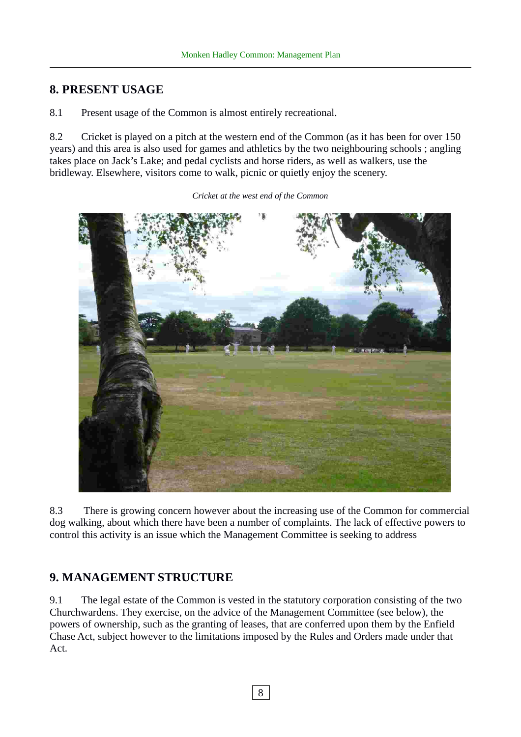## 8. PRESENT USAGE

8.1 Present usage of the Common is almost entirely recreational.

8.2 Cricket is played on a pitch at the western end of the Common (as it has been for over 150 years) and this area is also used for games and athletics by the two neighbouring schools ; angling takes place on Jack's Lake; and pedal cyclists and horse riders, as well as walkers, use the bridleway. Elsewhere, visitors come to walk, picnic or quietly enjoy the scenery.

*Cricket at the west end of the Common*

8.3 There is growing concern however about the increasing use of the Common for commercial dog walking, about which there have been a number of complaints. The lack of effective powers to control this activity is an issue which the Management Committee is seeking to address

## 9. MANAGEMENT STRUCTURE

9.1 The legal estate of the Common is vested in the statutory corporation consisting of the two Churchwardens. They exercise, on the advice of the Management Committee (see below), the powers of ownership, such as the granting of leases, that are conferred upon them by the Enfield Chase Act, subject however to the limitations imposed by the Rules and Orders made under that Act.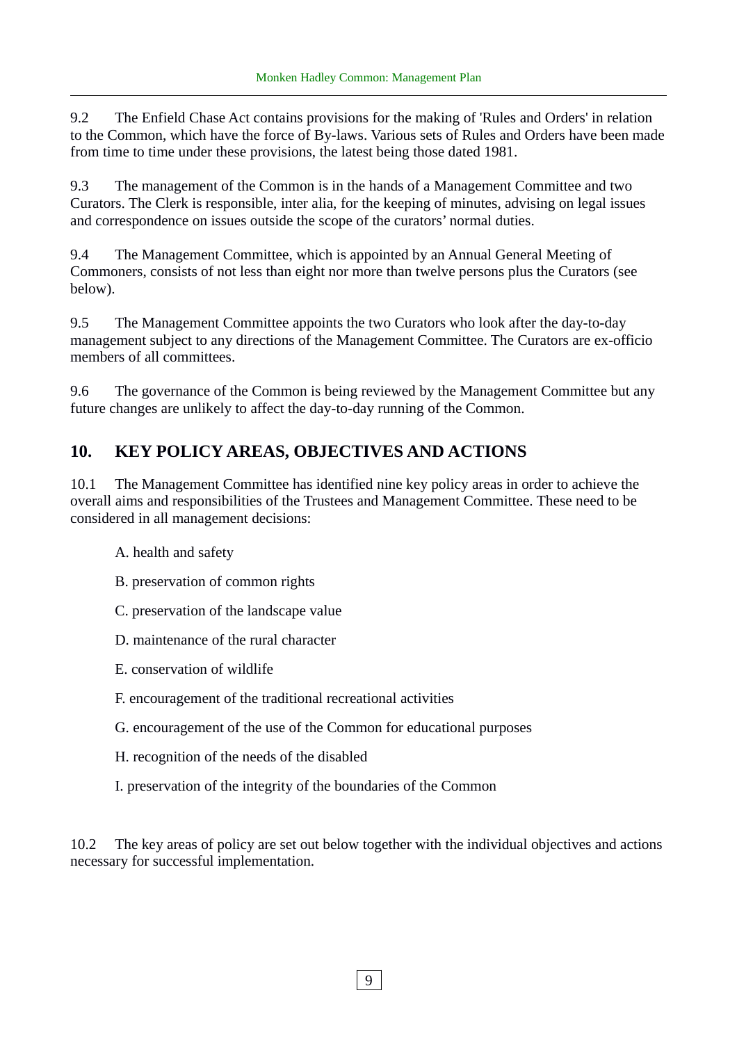9.2 The Enfield Chase Act contains provisions for the making of 'Rules and Orders' in relation to the Common, which have the force of By-laws. Various sets of Rules and Orders have been made from time to time under these provisions, the latest being those dated 1981.

9.3 The management of the Common is in the hands of a Management Committee and two Curators. The Clerk is responsible, inter alia, for the keeping of minutes, advising on legal issues and correspondence on issues outside the scope of the curators' normal duties.

9.4 The Management Committee, which is appointed by an Annual General Meeting of Commoners, consists of not less than eight nor more than twelve persons plus the Curators (see below).

9.5 The Management Committee appoints the two Curators who look after the day-to-day management subject to any directions of the Management Committee. The Curators are ex-officio members of all committees.

9.6 The governance of the Common is being reviewed by the Management Committee but any future changes are unlikely to affect the day-to-day running of the Common.

## 10. KEY POLICY AREAS, OBJECTIVES AND ACTIONS

10.1 The Management Committee has identified nine key policy areas in order to achieve the overall aims and responsibilities of the Trustees and Management Committee. These need to be considered in all management decisions:

A. health and safety

B. preservation of common rights

C. preservation of the landscape value

D. maintenance of the rural character

E. conservation of wildlife

F. encouragement of the traditional recreational activities

G. encouragement of the use of the Common for educational purposes

H. recognition of the needs of the disabled

I. preservation of the integrity of the boundaries of the Common

10.2 The key areas of policy are set out below together with the individual objectives and actions necessary for successful implementation.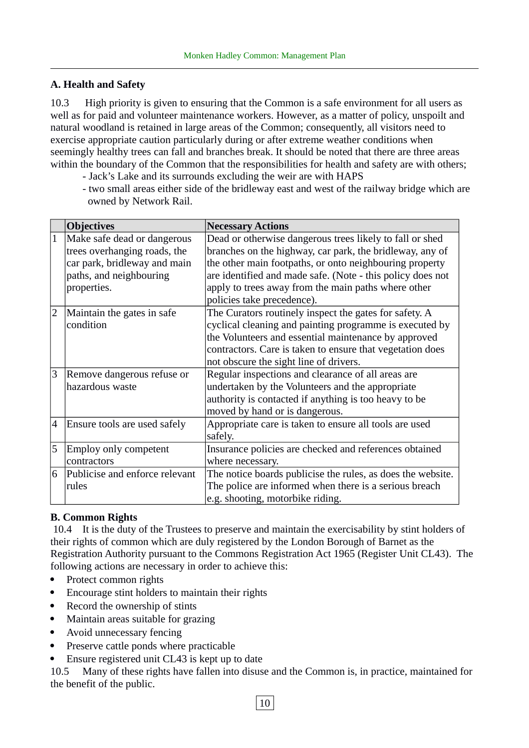## A. Health and Safety

10.3 High priority is given to ensuring that the Common is a safe environment for all users as well as for paid and volunteer maintenance workers. However, as a matter of policy, unspoilt and natural woodland is retained in large areas of the Common; consequently, all visitors need to exercise appropriate caution particularly during or after extreme weather conditions when seemingly healthy trees can fall and branches break. It should be noted that there are three areas within the boundary of the Common that the responsibilities for health and safety are with others;

- Jack's Lake and its surrounds excluding the weir are with HAPS
- two small areas either side of the bridleway east and west of the railway bridge which are owned by Network Rail.

| | Objectives | Necessary Actions |
|---|---|---|
| 1 | Make safe dead or dangerous trees overhanging roads, the car park, bridleway and main paths, and neighbouring properties. | Dead or otherwise dangerous trees likely to fall or shed branches on the highway, car park, the bridleway, any of the other main footpaths, or onto neighbouring property are identified and made safe. (Note - this policy does not apply to trees away from the main paths where other policies take precedence). |
| 2 | Maintain the gates in safe condition | The Curators routinely inspect the gates for safety. A cyclical cleaning and painting programme is executed by the Volunteers and essential maintenance by approved contractors. Care is taken to ensure that vegetation does not obscure the sight line of drivers. |
| 3 | Remove dangerous refuse or hazardous waste | Regular inspections and clearance of all areas are undertaken by the Volunteers and the appropriate authority is contacted if anything is too heavy to be moved by hand or is dangerous. |
| 4 | Ensure tools are used safely | Appropriate care is taken to ensure all tools are used safely. |
| 5 | Employ only competent contractors | Insurance policies are checked and references obtained where necessary. |
| 6 | Publicise and enforce relevant rules | The notice boards publicise the rules, as does the website. The police are informed when there is a serious breach e.g. shooting, motorbike riding. |

## B. Common Rights

10.4 It is the duty of the Trustees to preserve and maintain the exercisability by stint holders of their rights of common which are duly registered by the London Borough of Barnet as the Registration Authority pursuant to the Commons Registration Act 1965 (Register Unit CL43). The following actions are necessary in order to achieve this:

- Protect common rights
- Encourage stint holders to maintain their rights
- Record the ownership of stints
- Maintain areas suitable for grazing
- Avoid unnecessary fencing
- Preserve cattle ponds where practicable
- Ensure registered unit CL43 is kept up to date

10.5 Many of these rights have fallen into disuse and the Common is, in practice, maintained for the benefit of the public.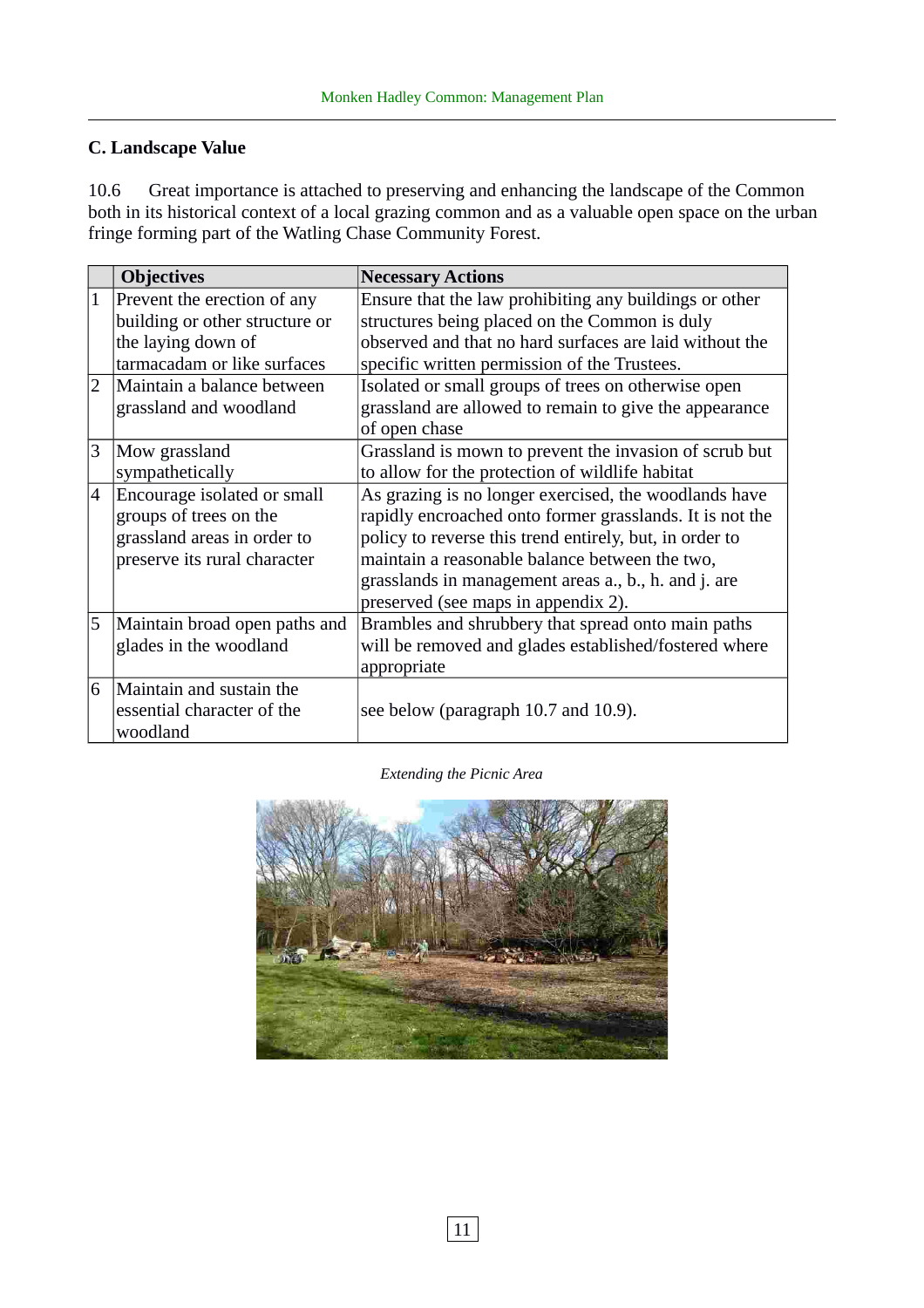## C. Landscape Value

10.6 Great importance is attached to preserving and enhancing the landscape of the Common both in its historical context of a local grazing common and as a valuable open space on the urban fringe forming part of the Watling Chase Community Forest.

| | Objectives | Necessary Actions |
|---|---|---|
| 1 | Prevent the erection of any building or other structure or the laying down of tarmacadam or like surfaces | Ensure that the law prohibiting any buildings or other structures being placed on the Common is duly observed and that no hard surfaces are laid without the specific written permission of the Trustees. |
| 2 | Maintain a balance between grassland and woodland | Isolated or small groups of trees on otherwise open grassland are allowed to remain to give the appearance of open chase |
| 3 | Mow grassland sympathetically | Grassland is mown to prevent the invasion of scrub but to allow for the protection of wildlife habitat |
| 4 | Encourage isolated or small groups of trees on the grassland areas in order to preserve its rural character | As grazing is no longer exercised, the woodlands have rapidly encroached onto former grasslands. It is not the policy to reverse this trend entirely, but, in order to maintain a reasonable balance between the two, grasslands in management areas a., b., h. and j. are preserved (see maps in appendix 2). |
| 5 | Maintain broad open paths and glades in the woodland | Brambles and shrubbery that spread onto main paths will be removed and glades established/fostered where appropriate |
| 6 | Maintain and sustain the essential character of the woodland | see below (paragraph 10.7 and 10.9). |

*Extending the Picnic Area*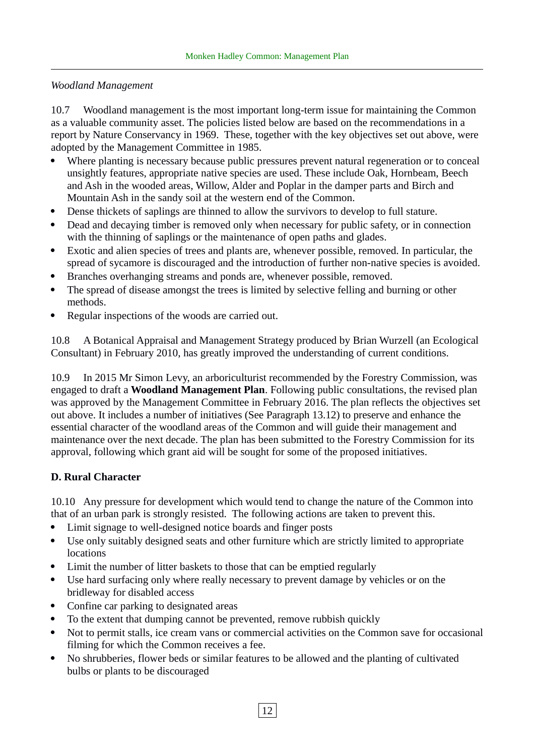*Woodland Management*

10.7 Woodland management is the most important long-term issue for maintaining the Common as a valuable community asset. The policies listed below are based on the recommendations in a report by Nature Conservancy in 1969. These, together with the key objectives set out above, were adopted by the Management Committee in 1985.

- Where planting is necessary because public pressures prevent natural regeneration or to conceal unsightly features, appropriate native species are used. These include Oak, Hornbeam, Beech and Ash in the wooded areas, Willow, Alder and Poplar in the damper parts and Birch and Mountain Ash in the sandy soil at the western end of the Common.
- Dense thickets of saplings are thinned to allow the survivors to develop to full stature.
- Dead and decaying timber is removed only when necessary for public safety, or in connection with the thinning of saplings or the maintenance of open paths and glades.
- Exotic and alien species of trees and plants are, whenever possible, removed. In particular, the spread of sycamore is discouraged and the introduction of further non-native species is avoided.
- Branches overhanging streams and ponds are, whenever possible, removed.
- The spread of disease amongst the trees is limited by selective felling and burning or other methods.
- Regular inspections of the woods are carried out.

10.8 A Botanical Appraisal and Management Strategy produced by Brian Wurzell (an Ecological Consultant) in February 2010, has greatly improved the understanding of current conditions.

10.9 In 2015 Mr Simon Levy, an arboriculturist recommended by the Forestry Commission, was engaged to draft a **Woodland Management Plan**. Following public consultations, the revised plan was approved by the Management Committee in February 2016. The plan reflects the objectives set out above. It includes a number of initiatives (See Paragraph 13.12) to preserve and enhance the essential character of the woodland areas of the Common and will guide their management and maintenance over the next decade. The plan has been submitted to the Forestry Commission for its approval, following which grant aid will be sought for some of the proposed initiatives.

**D. Rural Character**

10.10 Any pressure for development which would tend to change the nature of the Common into that of an urban park is strongly resisted. The following actions are taken to prevent this.

- Limit signage to well-designed notice boards and finger posts
- Use only suitably designed seats and other furniture which are strictly limited to appropriate locations
- Limit the number of litter baskets to those that can be emptied regularly
- Use hard surfacing only where really necessary to prevent damage by vehicles or on the bridleway for disabled access
- Confine car parking to designated areas
- To the extent that dumping cannot be prevented, remove rubbish quickly
- Not to permit stalls, ice cream vans or commercial activities on the Common save for occasional filming for which the Common receives a fee.
- No shrubberies, flower beds or similar features to be allowed and the planting of cultivated bulbs or plants to be discouraged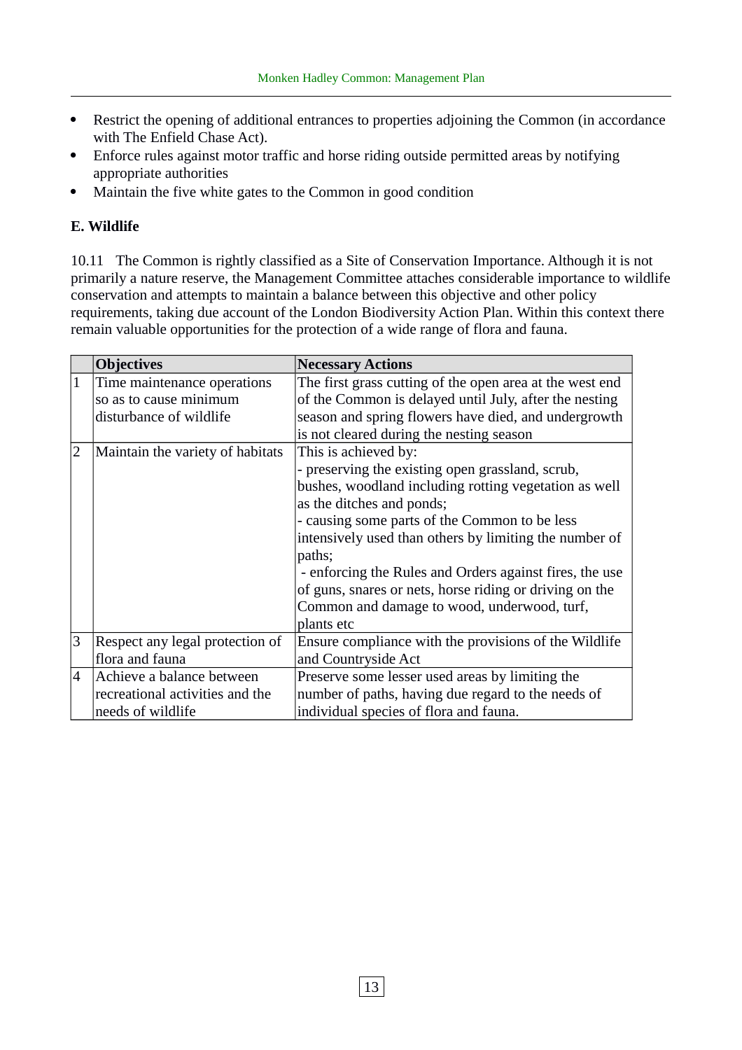- Restrict the opening of additional entrances to properties adjoining the Common (in accordance with The Enfield Chase Act).
- Enforce rules against motor traffic and horse riding outside permitted areas by notifying appropriate authorities
- Maintain the five white gates to the Common in good condition

### E. Wildlife

10.11 The Common is rightly classified as a Site of Conservation Importance. Although it is not primarily a nature reserve, the Management Committee attaches considerable importance to wildlife conservation and attempts to maintain a balance between this objective and other policy requirements, taking due account of the London Biodiversity Action Plan. Within this context there remain valuable opportunities for the protection of a wide range of flora and fauna.

| | **Objectives** | **Necessary Actions** |
|---|---|---|
| 1 | Time maintenance operations so as to cause minimum disturbance of wildlife | The first grass cutting of the open area at the west end of the Common is delayed until July, after the nesting season and spring flowers have died, and undergrowth is not cleared during the nesting season |
| 2 | Maintain the variety of habitats | This is achieved by:<br>- preserving the existing open grassland, scrub, bushes, woodland including rotting vegetation as well as the ditches and ponds;<br>- causing some parts of the Common to be less intensively used than others by limiting the number of paths;<br>- enforcing the Rules and Orders against fires, the use of guns, snares or nets, horse riding or driving on the Common and damage to wood, underwood, turf, plants etc |
| 3 | Respect any legal protection of flora and fauna | Ensure compliance with the provisions of the Wildlife and Countryside Act |
| 4 | Achieve a balance between recreational activities and the needs of wildlife | Preserve some lesser used areas by limiting the number of paths, having due regard to the needs of individual species of flora and fauna. |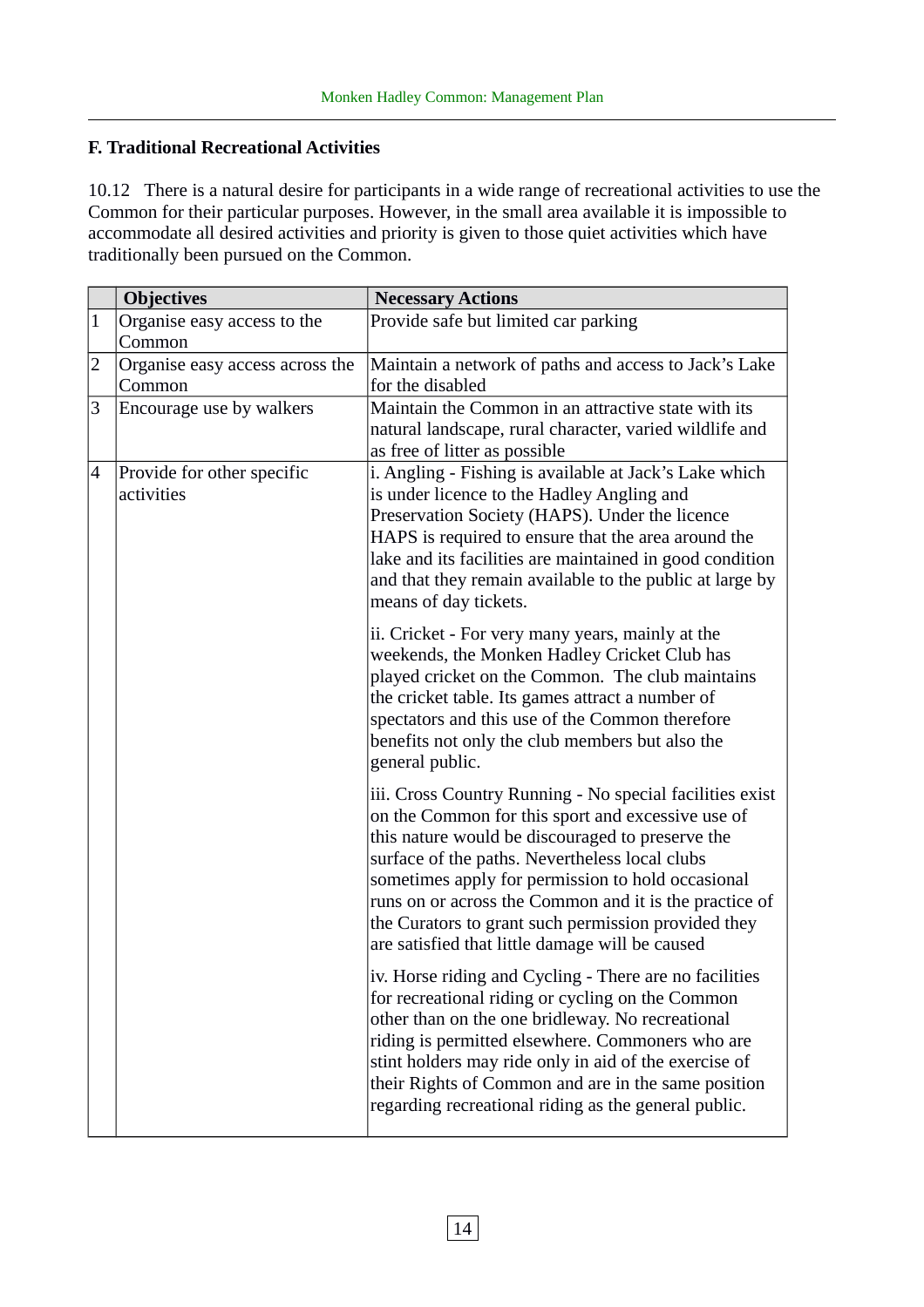### F. Traditional Recreational Activities

10.12 There is a natural desire for participants in a wide range of recreational activities to use the Common for their particular purposes. However, in the small area available it is impossible to accommodate all desired activities and priority is given to those quiet activities which have traditionally been pursued on the Common.

| | Objectives | Necessary Actions |
|---|---|---|
| 1 | Organise easy access to the Common | Provide safe but limited car parking |
| 2 | Organise easy access across the Common | Maintain a network of paths and access to Jack's Lake for the disabled |
| 3 | Encourage use by walkers | Maintain the Common in an attractive state with its natural landscape, rural character, varied wildlife and as free of litter as possible |
| 4 | Provide for other specific activities | i. Angling - Fishing is available at Jack's Lake which is under licence to the Hadley Angling and Preservation Society (HAPS). Under the licence HAPS is required to ensure that the area around the lake and its facilities are maintained in good condition and that they remain available to the public at large by means of day tickets.<br><br>ii. Cricket - For very many years, mainly at the weekends, the Monken Hadley Cricket Club has played cricket on the Common. The club maintains the cricket table. Its games attract a number of spectators and this use of the Common therefore benefits not only the club members but also the general public.<br><br>iii. Cross Country Running - No special facilities exist on the Common for this sport and excessive use of this nature would be discouraged to preserve the surface of the paths. Nevertheless local clubs sometimes apply for permission to hold occasional runs on or across the Common and it is the practice of the Curators to grant such permission provided they are satisfied that little damage will be caused<br><br>iv. Horse riding and Cycling - There are no facilities for recreational riding or cycling on the Common other than on the one bridleway. No recreational riding is permitted elsewhere. Commoners who are stint holders may ride only in aid of the exercise of their Rights of Common and are in the same position regarding recreational riding as the general public. |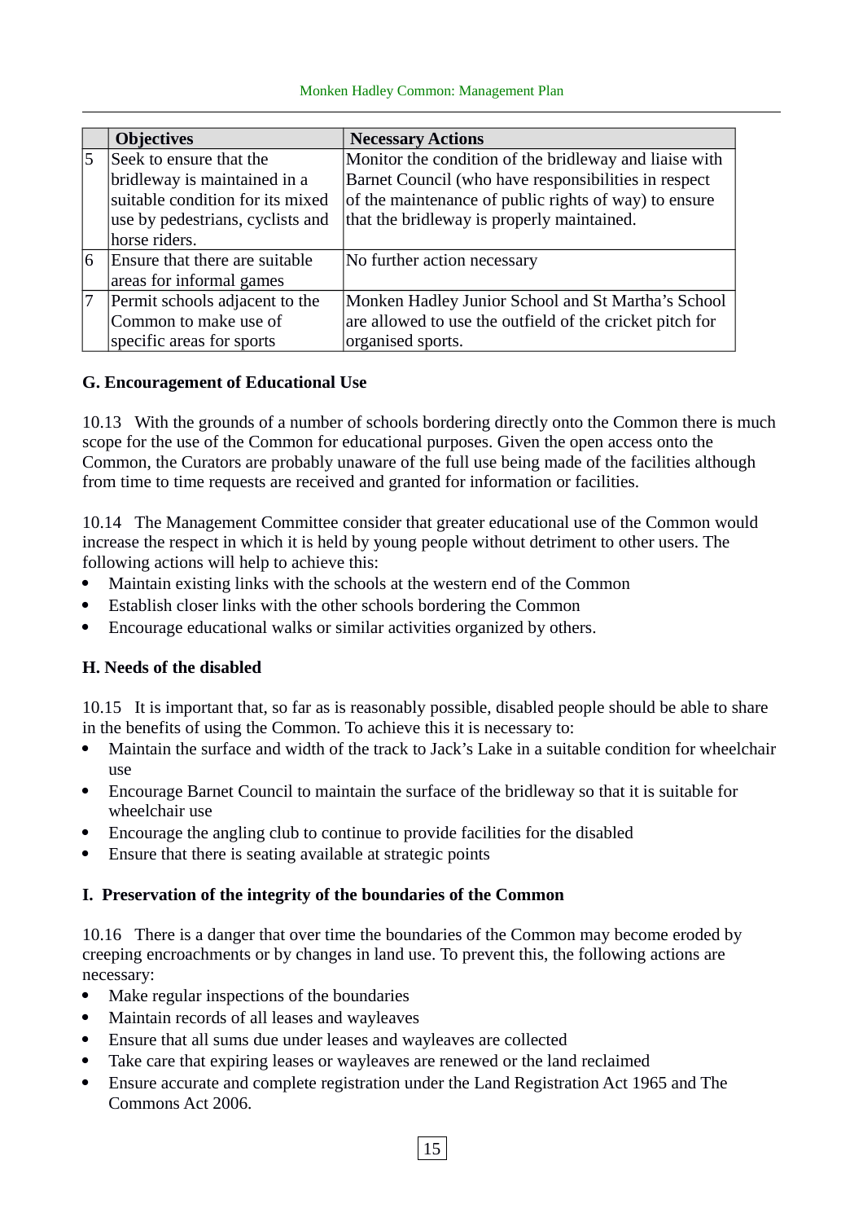| | Objectives | Necessary Actions |
|---|---|---|
| 5 | Seek to ensure that the bridleway is maintained in a suitable condition for its mixed use by pedestrians, cyclists and horse riders. | Monitor the condition of the bridleway and liaise with Barnet Council (who have responsibilities in respect of the maintenance of public rights of way) to ensure that the bridleway is properly maintained. |
| 6 | Ensure that there are suitable areas for informal games | No further action necessary |
| 7 | Permit schools adjacent to the Common to make use of specific areas for sports | Monken Hadley Junior School and St Martha's School are allowed to use the outfield of the cricket pitch for organised sports. |

### G. Encouragement of Educational Use

10.13 With the grounds of a number of schools bordering directly onto the Common there is much scope for the use of the Common for educational purposes. Given the open access onto the Common, the Curators are probably unaware of the full use being made of the facilities although from time to time requests are received and granted for information or facilities.

10.14 The Management Committee consider that greater educational use of the Common would increase the respect in which it is held by young people without detriment to other users. The following actions will help to achieve this:

- Maintain existing links with the schools at the western end of the Common
- Establish closer links with the other schools bordering the Common
- Encourage educational walks or similar activities organized by others.

### H. Needs of the disabled

10.15 It is important that, so far as is reasonably possible, disabled people should be able to share in the benefits of using the Common. To achieve this it is necessary to:

- Maintain the surface and width of the track to Jack's Lake in a suitable condition for wheelchair use
- Encourage Barnet Council to maintain the surface of the bridleway so that it is suitable for wheelchair use
- Encourage the angling club to continue to provide facilities for the disabled
- Ensure that there is seating available at strategic points

### I. Preservation of the integrity of the boundaries of the Common

10.16 There is a danger that over time the boundaries of the Common may become eroded by creeping encroachments or by changes in land use. To prevent this, the following actions are necessary:

- Make regular inspections of the boundaries
- Maintain records of all leases and wayleaves
- Ensure that all sums due under leases and wayleaves are collected
- Take care that expiring leases or wayleaves are renewed or the land reclaimed
- Ensure accurate and complete registration under the Land Registration Act 1965 and The Commons Act 2006.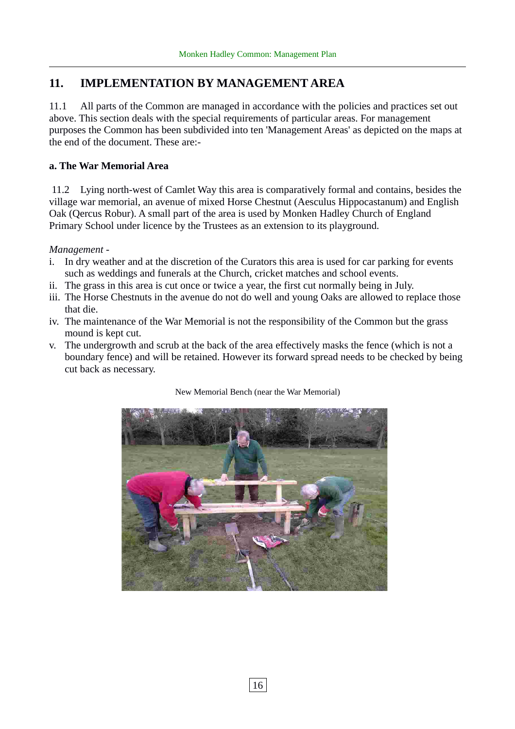## 11. IMPLEMENTATION BY MANAGEMENT AREA

11.1 All parts of the Common are managed in accordance with the policies and practices set out above. This section deals with the special requirements of particular areas. For management purposes the Common has been subdivided into ten 'Management Areas' as depicted on the maps at the end of the document. These are:-

### a. The War Memorial Area

11.2 Lying north-west of Camlet Way this area is comparatively formal and contains, besides the village war memorial, an avenue of mixed Horse Chestnut (Aesculus Hippocastanum) and English Oak (Qercus Robur). A small part of the area is used by Monken Hadley Church of England Primary School under licence by the Trustees as an extension to its playground.

*Management -*

i. In dry weather and at the discretion of the Curators this area is used for car parking for events such as weddings and funerals at the Church, cricket matches and school events.
ii. The grass in this area is cut once or twice a year, the first cut normally being in July.
iii. The Horse Chestnuts in the avenue do not do well and young Oaks are allowed to replace those that die.
iv. The maintenance of the War Memorial is not the responsibility of the Common but the grass mound is kept cut.
v. The undergrowth and scrub at the back of the area effectively masks the fence (which is not a boundary fence) and will be retained. However its forward spread needs to be checked by being cut back as necessary.

New Memorial Bench (near the War Memorial)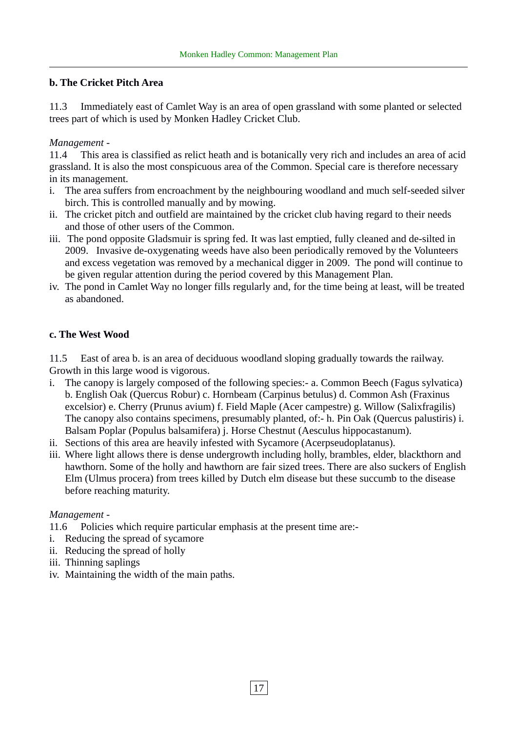### b. The Cricket Pitch Area

11.3 Immediately east of Camlet Way is an area of open grassland with some planted or selected trees part of which is used by Monken Hadley Cricket Club.

*Management -*

11.4 This area is classified as relict heath and is botanically very rich and includes an area of acid grassland. It is also the most conspicuous area of the Common. Special care is therefore necessary in its management.

i. The area suffers from encroachment by the neighbouring woodland and much self-seeded silver birch. This is controlled manually and by mowing.
ii. The cricket pitch and outfield are maintained by the cricket club having regard to their needs and those of other users of the Common.
iii. The pond opposite Gladsmuir is spring fed. It was last emptied, fully cleaned and de-silted in 2009. Invasive de-oxygenating weeds have also been periodically removed by the Volunteers and excess vegetation was removed by a mechanical digger in 2009. The pond will continue to be given regular attention during the period covered by this Management Plan.
iv. The pond in Camlet Way no longer fills regularly and, for the time being at least, will be treated as abandoned.

### c. The West Wood

11.5 East of area b. is an area of deciduous woodland sloping gradually towards the railway. Growth in this large wood is vigorous.

i. The canopy is largely composed of the following species:- a. Common Beech (Fagus sylvatica) b. English Oak (Quercus Robur) c. Hornbeam (Carpinus betulus) d. Common Ash (Fraxinus excelsior) e. Cherry (Prunus avium) f. Field Maple (Acer campestre) g. Willow (Salixfragilis) The canopy also contains specimens, presumably planted, of:- h. Pin Oak (Quercus palustiris) i. Balsam Poplar (Populus balsamifera) j. Horse Chestnut (Aesculus hippocastanum).
ii. Sections of this area are heavily infested with Sycamore (Acerpseudoplatanus).
iii. Where light allows there is dense undergrowth including holly, brambles, elder, blackthorn and hawthorn. Some of the holly and hawthorn are fair sized trees. There are also suckers of English Elm (Ulmus procera) from trees killed by Dutch elm disease but these succumb to the disease before reaching maturity.

*Management -*

11.6 Policies which require particular emphasis at the present time are:-

i. Reducing the spread of sycamore
ii. Reducing the spread of holly
iii. Thinning saplings
iv. Maintaining the width of the main paths.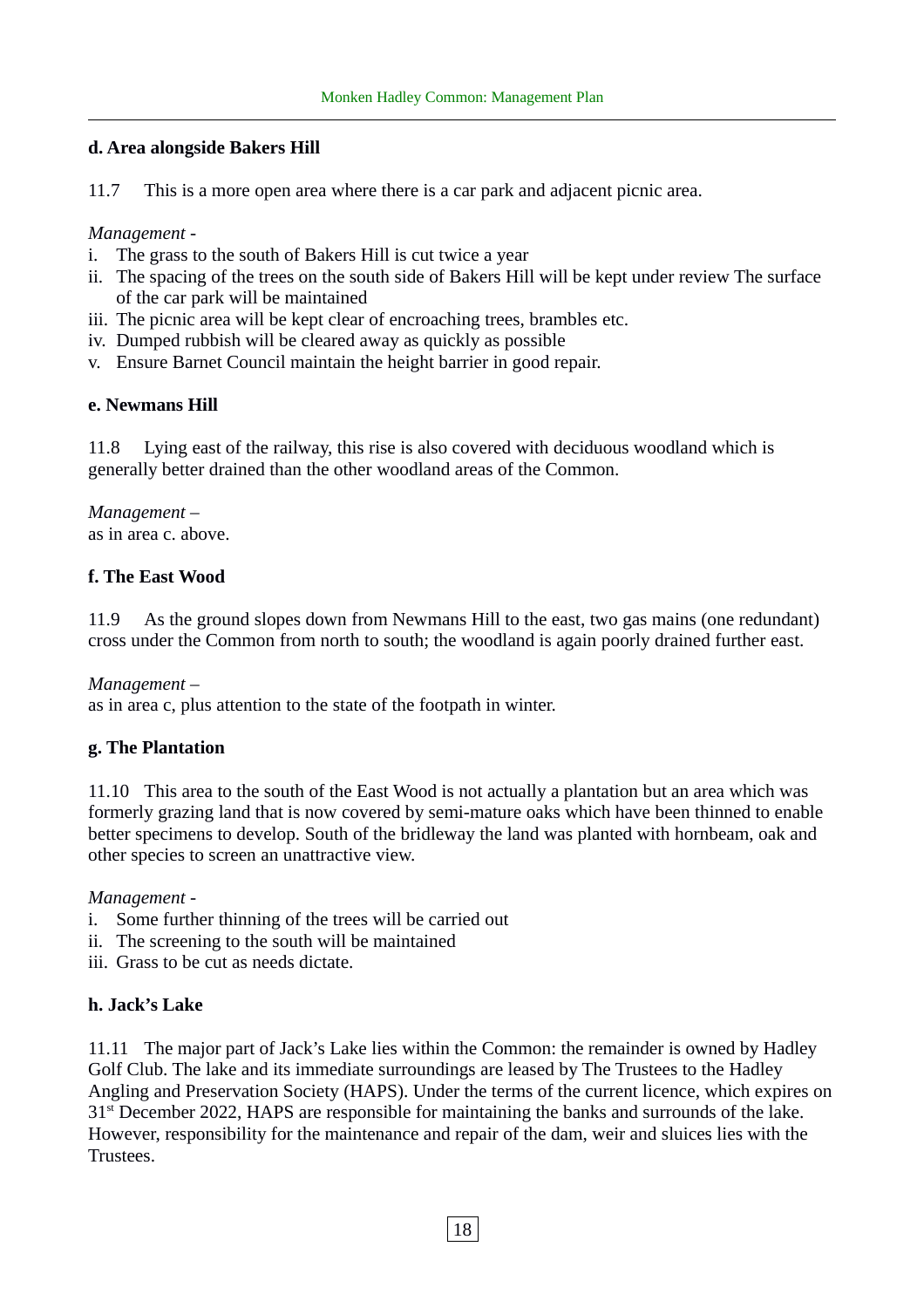**d. Area alongside Bakers Hill**

11.7 This is a more open area where there is a car park and adjacent picnic area.

*Management -*

i. The grass to the south of Bakers Hill is cut twice a year
ii. The spacing of the trees on the south side of Bakers Hill will be kept under review The surface of the car park will be maintained
iii. The picnic area will be kept clear of encroaching trees, brambles etc.
iv. Dumped rubbish will be cleared away as quickly as possible
v. Ensure Barnet Council maintain the height barrier in good repair.

**e. Newmans Hill**

11.8 Lying east of the railway, this rise is also covered with deciduous woodland which is generally better drained than the other woodland areas of the Common.

*Management –*
as in area c. above.

**f. The East Wood**

11.9 As the ground slopes down from Newmans Hill to the east, two gas mains (one redundant) cross under the Common from north to south; the woodland is again poorly drained further east.

*Management –*
as in area c, plus attention to the state of the footpath in winter.

**g. The Plantation**

11.10 This area to the south of the East Wood is not actually a plantation but an area which was formerly grazing land that is now covered by semi-mature oaks which have been thinned to enable better specimens to develop. South of the bridleway the land was planted with hornbeam, oak and other species to screen an unattractive view.

*Management -*

i. Some further thinning of the trees will be carried out
ii. The screening to the south will be maintained
iii. Grass to be cut as needs dictate.

**h. Jack's Lake**

11.11 The major part of Jack's Lake lies within the Common: the remainder is owned by Hadley Golf Club. The lake and its immediate surroundings are leased by The Trustees to the Hadley Angling and Preservation Society (HAPS). Under the terms of the current licence, which expires on 31st December 2022, HAPS are responsible for maintaining the banks and surrounds of the lake. However, responsibility for the maintenance and repair of the dam, weir and sluices lies with the Trustees.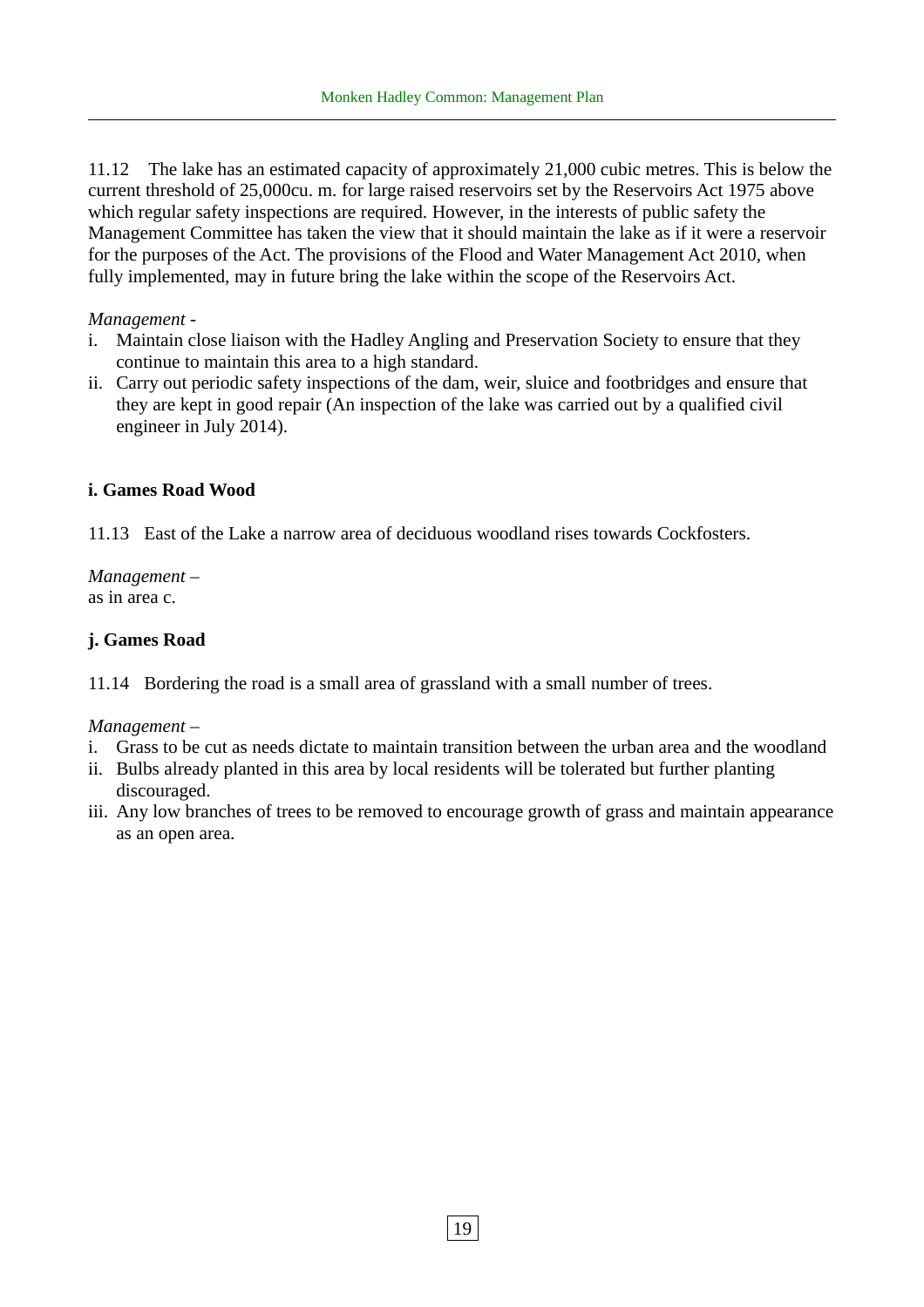11.12 The lake has an estimated capacity of approximately 21,000 cubic metres. This is below the current threshold of 25,000cu. m. for large raised reservoirs set by the Reservoirs Act 1975 above which regular safety inspections are required. However, in the interests of public safety the Management Committee has taken the view that it should maintain the lake as if it were a reservoir for the purposes of the Act. The provisions of the Flood and Water Management Act 2010, when fully implemented, may in future bring the lake within the scope of the Reservoirs Act.

*Management* -

i. Maintain close liaison with the Hadley Angling and Preservation Society to ensure that they continue to maintain this area to a high standard.
ii. Carry out periodic safety inspections of the dam, weir, sluice and footbridges and ensure that they are kept in good repair (An inspection of the lake was carried out by a qualified civil engineer in July 2014).

**i. Games Road Wood**

11.13 East of the Lake a narrow area of deciduous woodland rises towards Cockfosters.

*Management* –
as in area c.

**j. Games Road**

11.14 Bordering the road is a small area of grassland with a small number of trees.

*Management* –

i. Grass to be cut as needs dictate to maintain transition between the urban area and the woodland
ii. Bulbs already planted in this area by local residents will be tolerated but further planting discouraged.
iii. Any low branches of trees to be removed to encourage growth of grass and maintain appearance as an open area.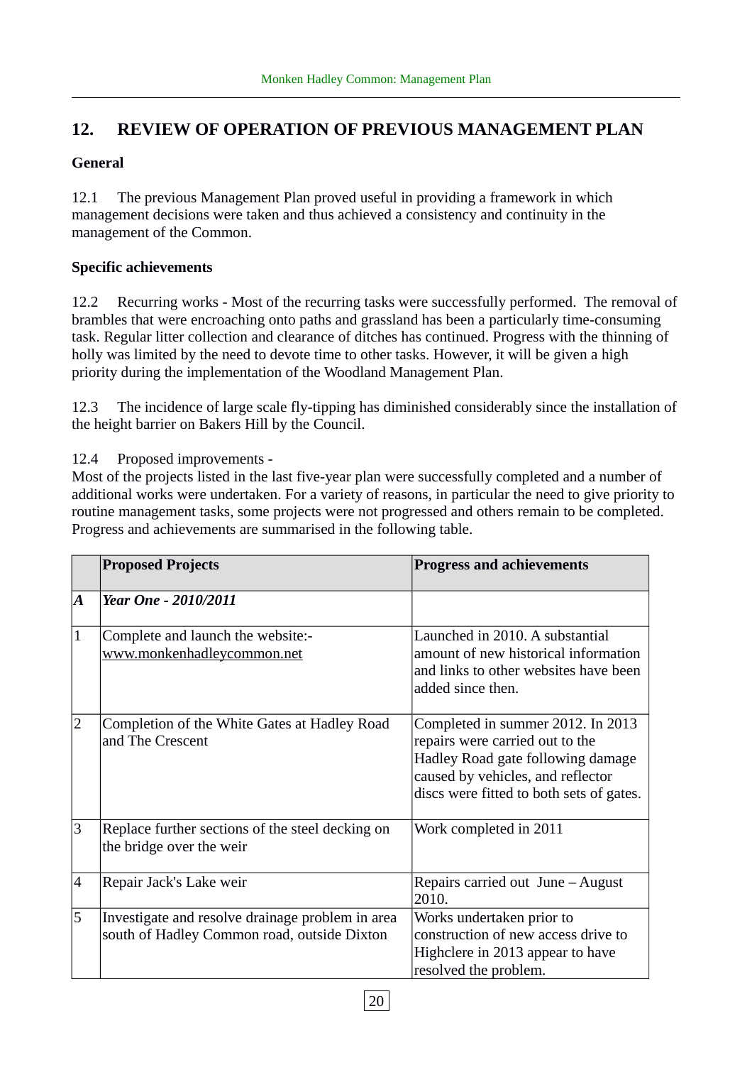## 12. REVIEW OF OPERATION OF PREVIOUS MANAGEMENT PLAN

### General

12.1 The previous Management Plan proved useful in providing a framework in which management decisions were taken and thus achieved a consistency and continuity in the management of the Common.

### Specific achievements

12.2 Recurring works - Most of the recurring tasks were successfully performed. The removal of brambles that were encroaching onto paths and grassland has been a particularly time-consuming task. Regular litter collection and clearance of ditches has continued. Progress with the thinning of holly was limited by the need to devote time to other tasks. However, it will be given a high priority during the implementation of the Woodland Management Plan.

12.3 The incidence of large scale fly-tipping has diminished considerably since the installation of the height barrier on Bakers Hill by the Council.

12.4 Proposed improvements -
Most of the projects listed in the last five-year plan were successfully completed and a number of additional works were undertaken. For a variety of reasons, in particular the need to give priority to routine management tasks, some projects were not progressed and others remain to be completed. Progress and achievements are summarised in the following table.

| | **Proposed Projects** | **Progress and achievements** |
|---|---|---|
| ***A*** | ***Year One - 2010/2011*** | |
| 1 | Complete and launch the website:- www.monkenhadleycommon.net | Launched in 2010. A substantial amount of new historical information and links to other websites have been added since then. |
| 2 | Completion of the White Gates at Hadley Road and The Crescent | Completed in summer 2012. In 2013 repairs were carried out to the Hadley Road gate following damage caused by vehicles, and reflector discs were fitted to both sets of gates. |
| 3 | Replace further sections of the steel decking on the bridge over the weir | Work completed in 2011 |
| 4 | Repair Jack's Lake weir | Repairs carried out June – August 2010. |
| 5 | Investigate and resolve drainage problem in area south of Hadley Common road, outside Dixton | Works undertaken prior to construction of new access drive to Highclere in 2013 appear to have resolved the problem. |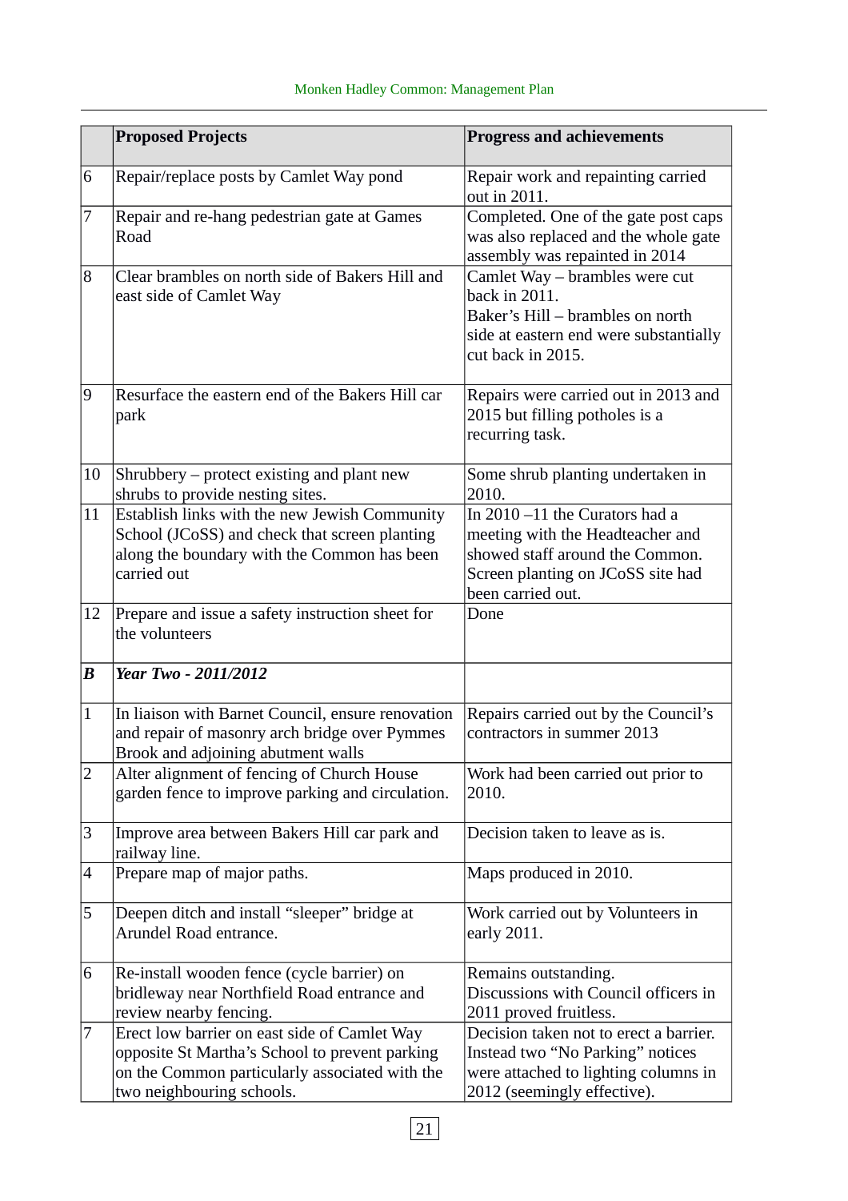| | Proposed Projects | Progress and achievements |
|---|---|---|
| 6 | Repair/replace posts by Camlet Way pond | Repair work and repainting carried out in 2011. |
| 7 | Repair and re-hang pedestrian gate at Games Road | Completed. One of the gate post caps was also replaced and the whole gate assembly was repainted in 2014 |
| 8 | Clear brambles on north side of Bakers Hill and east side of Camlet Way | Camlet Way – brambles were cut back in 2011.<br>Baker's Hill – brambles on north side at eastern end were substantially cut back in 2015. |
| 9 | Resurface the eastern end of the Bakers Hill car park | Repairs were carried out in 2013 and 2015 but filling potholes is a recurring task. |
| 10 | Shrubbery – protect existing and plant new shrubs to provide nesting sites. | Some shrub planting undertaken in 2010. |
| 11 | Establish links with the new Jewish Community School (JCoSS) and check that screen planting along the boundary with the Common has been carried out | In 2010 –11 the Curators had a meeting with the Headteacher and showed staff around the Common. Screen planting on JCoSS site had been carried out. |
| 12 | Prepare and issue a safety instruction sheet for the volunteers | Done |
| ***B*** | ***Year Two - 2011/2012*** | |
| 1 | In liaison with Barnet Council, ensure renovation and repair of masonry arch bridge over Pymmes Brook and adjoining abutment walls | Repairs carried out by the Council's contractors in summer 2013 |
| 2 | Alter alignment of fencing of Church House garden fence to improve parking and circulation. | Work had been carried out prior to 2010. |
| 3 | Improve area between Bakers Hill car park and railway line. | Decision taken to leave as is. |
| 4 | Prepare map of major paths. | Maps produced in 2010. |
| 5 | Deepen ditch and install "sleeper" bridge at Arundel Road entrance. | Work carried out by Volunteers in early 2011. |
| 6 | Re-install wooden fence (cycle barrier) on bridleway near Northfield Road entrance and review nearby fencing. | Remains outstanding.<br>Discussions with Council officers in 2011 proved fruitless. |
| 7 | Erect low barrier on east side of Camlet Way opposite St Martha's School to prevent parking on the Common particularly associated with the two neighbouring schools. | Decision taken not to erect a barrier. Instead two "No Parking" notices were attached to lighting columns in 2012 (seemingly effective). |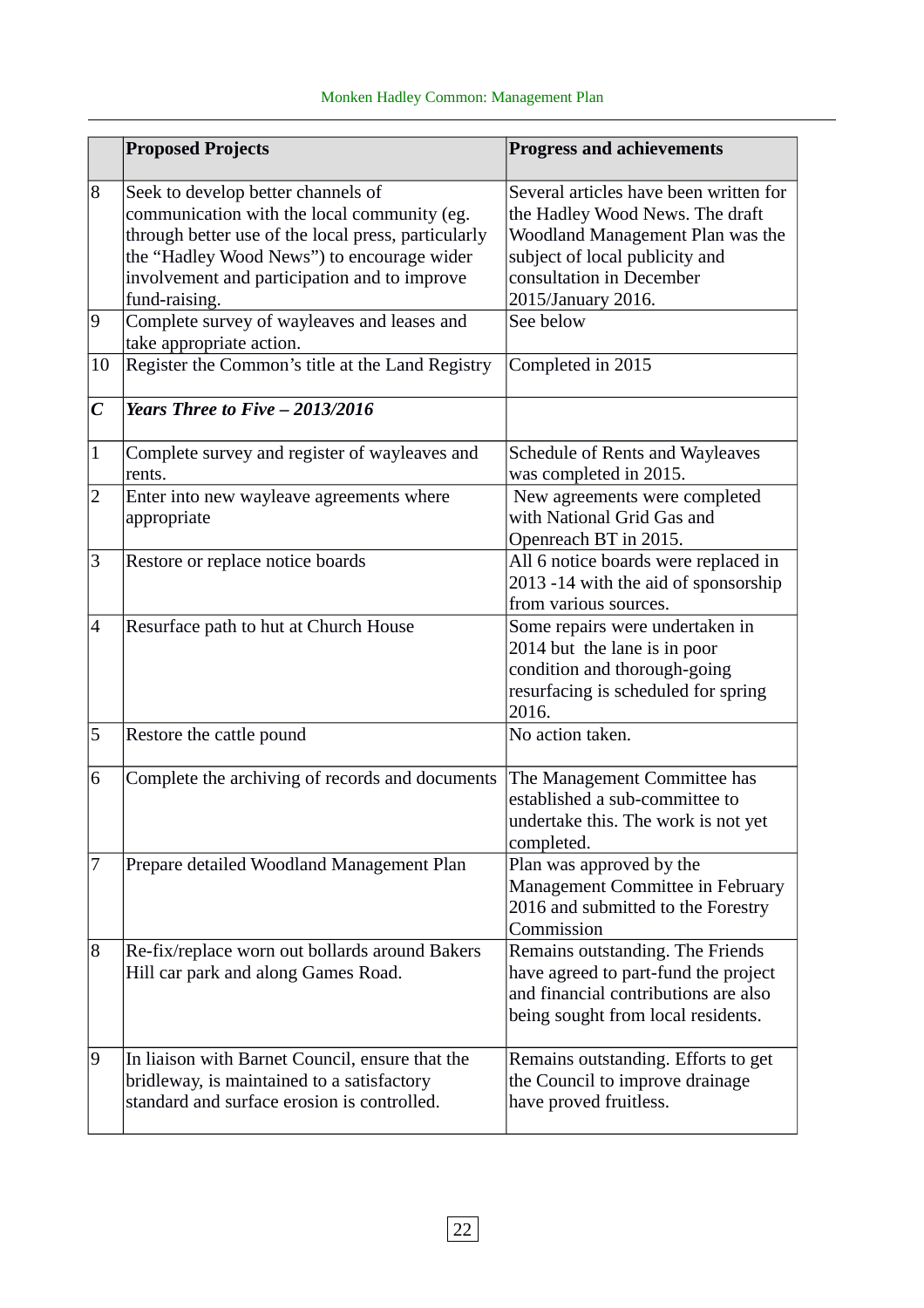| | **Proposed Projects** | **Progress and achievements** |
|---|---|---|
| 8 | Seek to develop better channels of communication with the local community (eg. through better use of the local press, particularly the "Hadley Wood News") to encourage wider involvement and participation and to improve fund-raising. | Several articles have been written for the Hadley Wood News. The draft Woodland Management Plan was the subject of local publicity and consultation in December 2015/January 2016. |
| 9 | Complete survey of wayleaves and leases and take appropriate action. | See below |
| 10 | Register the Common's title at the Land Registry | Completed in 2015 |
| ***C*** | ***Years Three to Five – 2013/2016*** | |
| 1 | Complete survey and register of wayleaves and rents. | Schedule of Rents and Wayleaves was completed in 2015. |
| 2 | Enter into new wayleave agreements where appropriate | New agreements were completed with National Grid Gas and Openreach BT in 2015. |
| 3 | Restore or replace notice boards | All 6 notice boards were replaced in 2013 -14 with the aid of sponsorship from various sources. |
| 4 | Resurface path to hut at Church House | Some repairs were undertaken in 2014 but the lane is in poor condition and thorough-going resurfacing is scheduled for spring 2016. |
| 5 | Restore the cattle pound | No action taken. |
| 6 | Complete the archiving of records and documents | The Management Committee has established a sub-committee to undertake this. The work is not yet completed. |
| 7 | Prepare detailed Woodland Management Plan | Plan was approved by the Management Committee in February 2016 and submitted to the Forestry Commission |
| 8 | Re-fix/replace worn out bollards around Bakers Hill car park and along Games Road. | Remains outstanding. The Friends have agreed to part-fund the project and financial contributions are also being sought from local residents. |
| 9 | In liaison with Barnet Council, ensure that the bridleway, is maintained to a satisfactory standard and surface erosion is controlled. | Remains outstanding. Efforts to get the Council to improve drainage have proved fruitless. |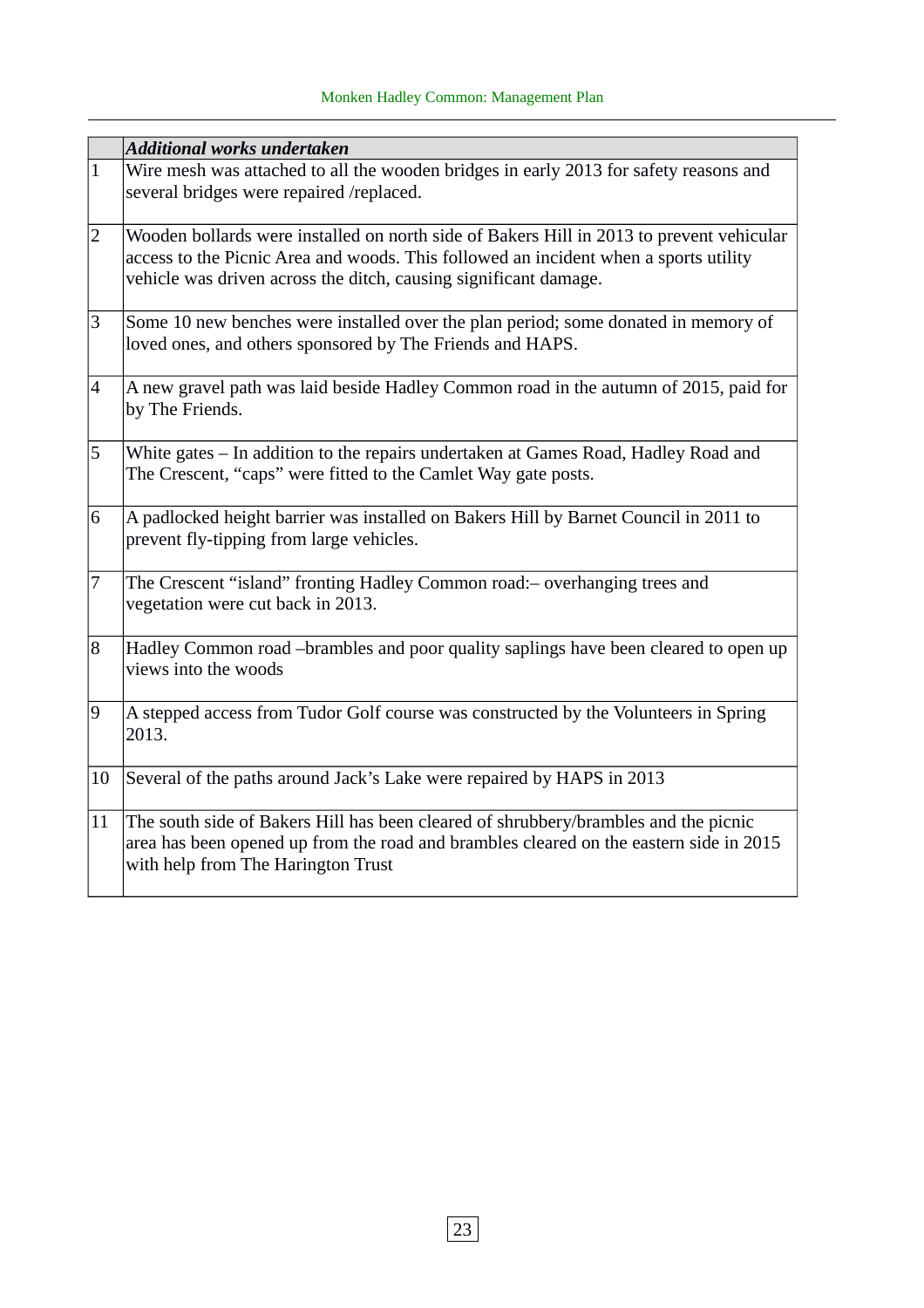| | *Additional works undertaken* |
|---|---|
| 1 | Wire mesh was attached to all the wooden bridges in early 2013 for safety reasons and several bridges were repaired /replaced. |
| 2 | Wooden bollards were installed on north side of Bakers Hill in 2013 to prevent vehicular access to the Picnic Area and woods. This followed an incident when a sports utility vehicle was driven across the ditch, causing significant damage. |
| 3 | Some 10 new benches were installed over the plan period; some donated in memory of loved ones, and others sponsored by The Friends and HAPS. |
| 4 | A new gravel path was laid beside Hadley Common road in the autumn of 2015, paid for by The Friends. |
| 5 | White gates – In addition to the repairs undertaken at Games Road, Hadley Road and The Crescent, “caps” were fitted to the Camlet Way gate posts. |
| 6 | A padlocked height barrier was installed on Bakers Hill by Barnet Council in 2011 to prevent fly-tipping from large vehicles. |
| 7 | The Crescent “island” fronting Hadley Common road:– overhanging trees and vegetation were cut back in 2013. |
| 8 | Hadley Common road –brambles and poor quality saplings have been cleared to open up views into the woods |
| 9 | A stepped access from Tudor Golf course was constructed by the Volunteers in Spring 2013. |
| 10 | Several of the paths around Jack’s Lake were repaired by HAPS in 2013 |
| 11 | The south side of Bakers Hill has been cleared of shrubbery/brambles and the picnic area has been opened up from the road and brambles cleared on the eastern side in 2015 with help from The Harington Trust |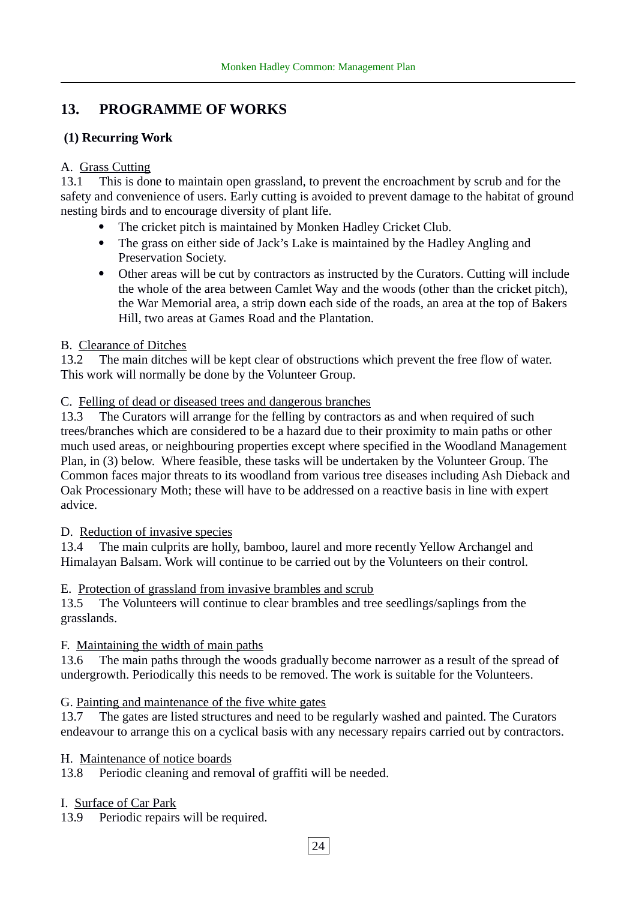## 13. PROGRAMME OF WORKS

### (1) Recurring Work

A. <u>Grass Cutting</u>

13.1 This is done to maintain open grassland, to prevent the encroachment by scrub and for the safety and convenience of users. Early cutting is avoided to prevent damage to the habitat of ground nesting birds and to encourage diversity of plant life.

- The cricket pitch is maintained by Monken Hadley Cricket Club.
- The grass on either side of Jack's Lake is maintained by the Hadley Angling and Preservation Society.
- Other areas will be cut by contractors as instructed by the Curators. Cutting will include the whole of the area between Camlet Way and the woods (other than the cricket pitch), the War Memorial area, a strip down each side of the roads, an area at the top of Bakers Hill, two areas at Games Road and the Plantation.

B. <u>Clearance of Ditches</u>

13.2 The main ditches will be kept clear of obstructions which prevent the free flow of water. This work will normally be done by the Volunteer Group.

C. <u>Felling of dead or diseased trees and dangerous branches</u>

13.3 The Curators will arrange for the felling by contractors as and when required of such trees/branches which are considered to be a hazard due to their proximity to main paths or other much used areas, or neighbouring properties except where specified in the Woodland Management Plan, in (3) below. Where feasible, these tasks will be undertaken by the Volunteer Group. The Common faces major threats to its woodland from various tree diseases including Ash Dieback and Oak Processionary Moth; these will have to be addressed on a reactive basis in line with expert advice.

D. <u>Reduction of invasive species</u>

13.4 The main culprits are holly, bamboo, laurel and more recently Yellow Archangel and Himalayan Balsam. Work will continue to be carried out by the Volunteers on their control.

E. <u>Protection of grassland from invasive brambles and scrub</u>

13.5 The Volunteers will continue to clear brambles and tree seedlings/saplings from the grasslands.

F. <u>Maintaining the width of main paths</u>

13.6 The main paths through the woods gradually become narrower as a result of the spread of undergrowth. Periodically this needs to be removed. The work is suitable for the Volunteers.

G. <u>Painting and maintenance of the five white gates</u>

13.7 The gates are listed structures and need to be regularly washed and painted. The Curators endeavour to arrange this on a cyclical basis with any necessary repairs carried out by contractors.

H. <u>Maintenance of notice boards</u>

13.8 Periodic cleaning and removal of graffiti will be needed.

I. <u>Surface of Car Park</u>

13.9 Periodic repairs will be required.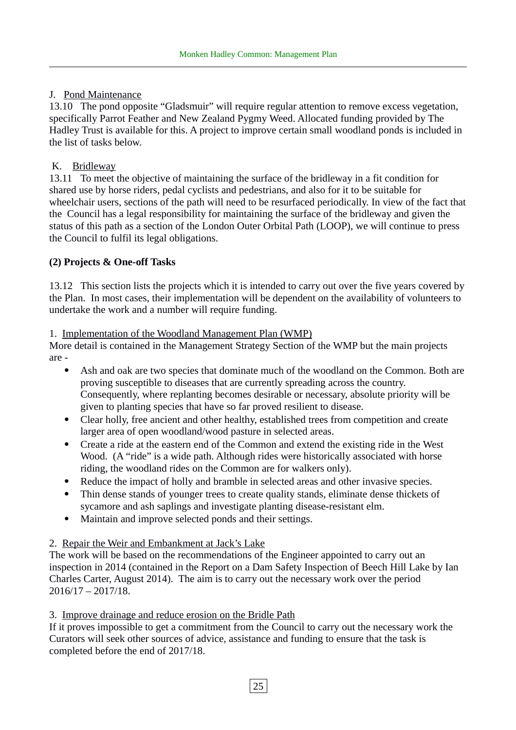J. Pond Maintenance

13.10 The pond opposite "Gladsmuir" will require regular attention to remove excess vegetation, specifically Parrot Feather and New Zealand Pygmy Weed. Allocated funding provided by The Hadley Trust is available for this. A project to improve certain small woodland ponds is included in the list of tasks below.

K. Bridleway

13.11 To meet the objective of maintaining the surface of the bridleway in a fit condition for shared use by horse riders, pedal cyclists and pedestrians, and also for it to be suitable for wheelchair users, sections of the path will need to be resurfaced periodically. In view of the fact that the Council has a legal responsibility for maintaining the surface of the bridleway and given the status of this path as a section of the London Outer Orbital Path (LOOP), we will continue to press the Council to fulfil its legal obligations.

**(2) Projects & One-off Tasks**

13.12 This section lists the projects which it is intended to carry out over the five years covered by the Plan. In most cases, their implementation will be dependent on the availability of volunteers to undertake the work and a number will require funding.

1. Implementation of the Woodland Management Plan (WMP)

More detail is contained in the Management Strategy Section of the WMP but the main projects are -

- Ash and oak are two species that dominate much of the woodland on the Common. Both are proving susceptible to diseases that are currently spreading across the country. Consequently, where replanting becomes desirable or necessary, absolute priority will be given to planting species that have so far proved resilient to disease.
- Clear holly, free ancient and other healthy, established trees from competition and create larger area of open woodland/wood pasture in selected areas.
- Create a ride at the eastern end of the Common and extend the existing ride in the West Wood. (A "ride" is a wide path. Although rides were historically associated with horse riding, the woodland rides on the Common are for walkers only).
- Reduce the impact of holly and bramble in selected areas and other invasive species.
- Thin dense stands of younger trees to create quality stands, eliminate dense thickets of sycamore and ash saplings and investigate planting disease-resistant elm.
- Maintain and improve selected ponds and their settings.

2. Repair the Weir and Embankment at Jack's Lake

The work will be based on the recommendations of the Engineer appointed to carry out an inspection in 2014 (contained in the Report on a Dam Safety Inspection of Beech Hill Lake by Ian Charles Carter, August 2014). The aim is to carry out the necessary work over the period 2016/17 – 2017/18.

3. Improve drainage and reduce erosion on the Bridle Path

If it proves impossible to get a commitment from the Council to carry out the necessary work the Curators will seek other sources of advice, assistance and funding to ensure that the task is completed before the end of 2017/18.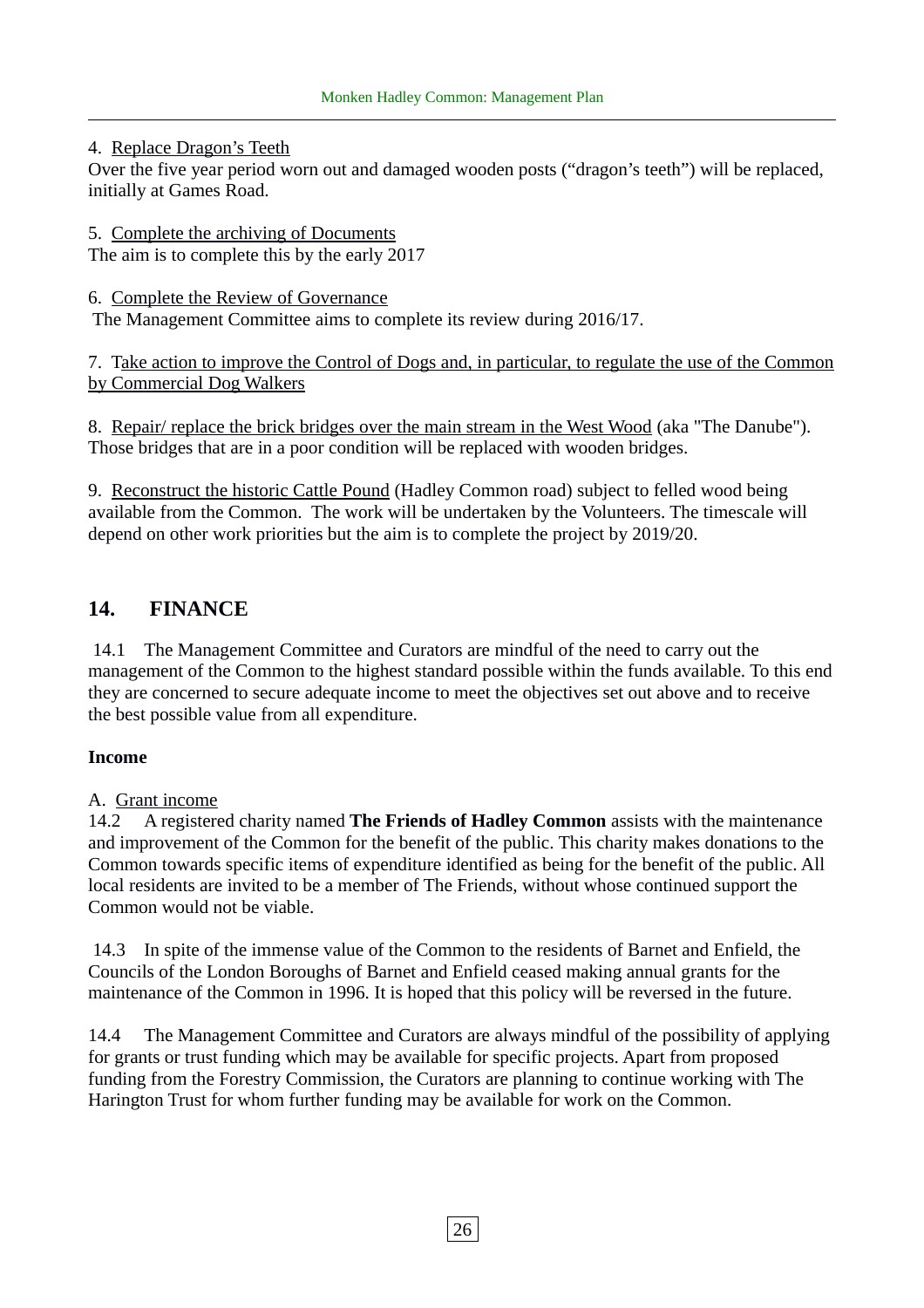4. Replace Dragon's Teeth
Over the five year period worn out and damaged wooden posts ("dragon's teeth") will be replaced, initially at Games Road.

5. Complete the archiving of Documents
The aim is to complete this by the early 2017

6. Complete the Review of Governance
The Management Committee aims to complete its review during 2016/17.

7. Take action to improve the Control of Dogs and, in particular, to regulate the use of the Common by Commercial Dog Walkers

8. Repair/ replace the brick bridges over the main stream in the West Wood (aka "The Danube"). Those bridges that are in a poor condition will be replaced with wooden bridges.

9. Reconstruct the historic Cattle Pound (Hadley Common road) subject to felled wood being available from the Common. The work will be undertaken by the Volunteers. The timescale will depend on other work priorities but the aim is to complete the project by 2019/20.

## 14. FINANCE

14.1 The Management Committee and Curators are mindful of the need to carry out the management of the Common to the highest standard possible within the funds available. To this end they are concerned to secure adequate income to meet the objectives set out above and to receive the best possible value from all expenditure.

**Income**

A. Grant income

14.2 A registered charity named **The Friends of Hadley Common** assists with the maintenance and improvement of the Common for the benefit of the public. This charity makes donations to the Common towards specific items of expenditure identified as being for the benefit of the public. All local residents are invited to be a member of The Friends, without whose continued support the Common would not be viable.

14.3 In spite of the immense value of the Common to the residents of Barnet and Enfield, the Councils of the London Boroughs of Barnet and Enfield ceased making annual grants for the maintenance of the Common in 1996. It is hoped that this policy will be reversed in the future.

14.4 The Management Committee and Curators are always mindful of the possibility of applying for grants or trust funding which may be available for specific projects. Apart from proposed funding from the Forestry Commission, the Curators are planning to continue working with The Harington Trust for whom further funding may be available for work on the Common.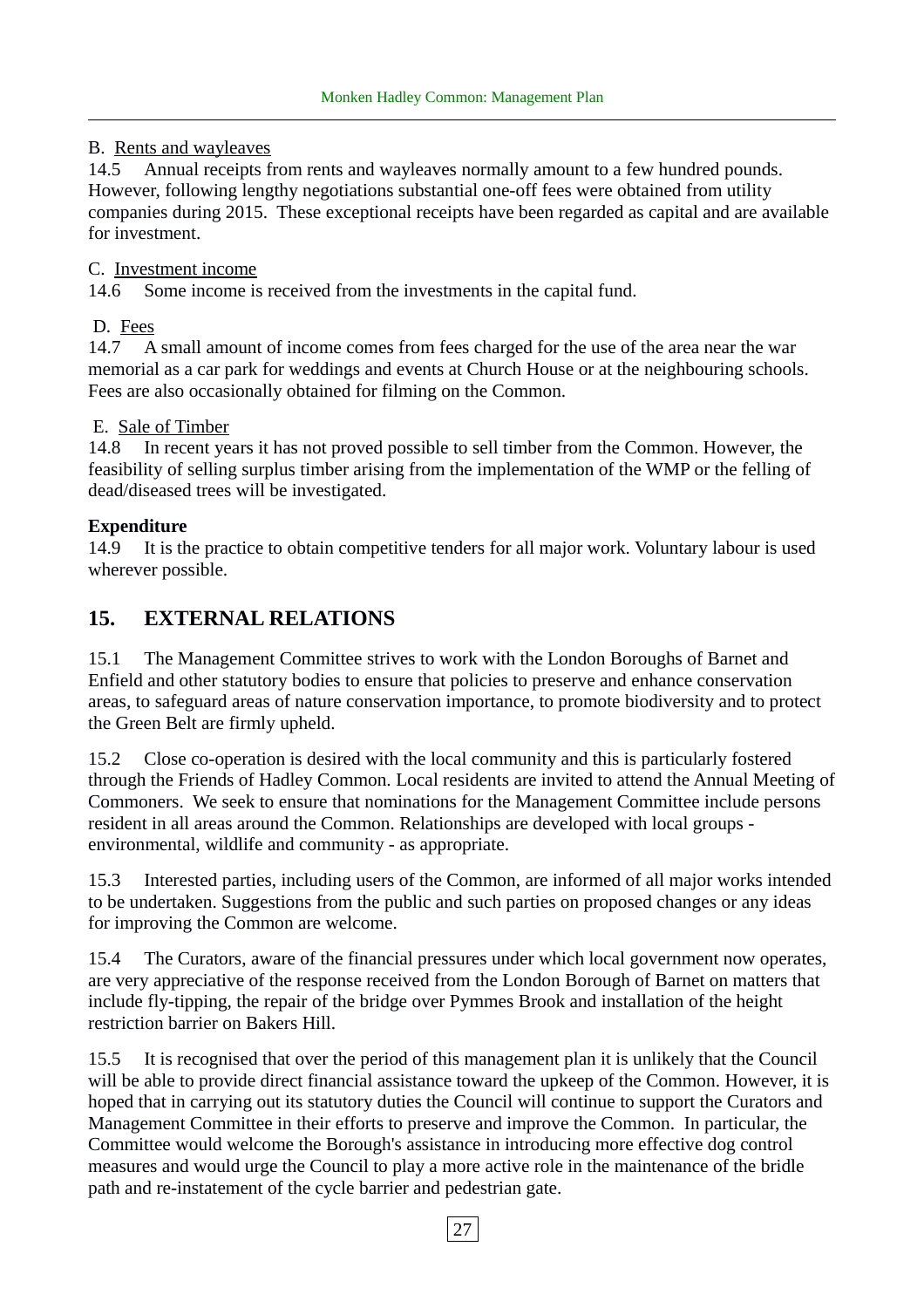B. <u>Rents and wayleaves</u>

14.5 Annual receipts from rents and wayleaves normally amount to a few hundred pounds. However, following lengthy negotiations substantial one-off fees were obtained from utility companies during 2015. These exceptional receipts have been regarded as capital and are available for investment.

C. <u>Investment income</u>

14.6 Some income is received from the investments in the capital fund.

D. <u>Fees</u>

14.7 A small amount of income comes from fees charged for the use of the area near the war memorial as a car park for weddings and events at Church House or at the neighbouring schools. Fees are also occasionally obtained for filming on the Common.

E. <u>Sale of Timber</u>

14.8 In recent years it has not proved possible to sell timber from the Common. However, the feasibility of selling surplus timber arising from the implementation of the WMP or the felling of dead/diseased trees will be investigated.

**Expenditure**

14.9 It is the practice to obtain competitive tenders for all major work. Voluntary labour is used wherever possible.

## 15. EXTERNAL RELATIONS

15.1 The Management Committee strives to work with the London Boroughs of Barnet and Enfield and other statutory bodies to ensure that policies to preserve and enhance conservation areas, to safeguard areas of nature conservation importance, to promote biodiversity and to protect the Green Belt are firmly upheld.

15.2 Close co-operation is desired with the local community and this is particularly fostered through the Friends of Hadley Common. Local residents are invited to attend the Annual Meeting of Commoners. We seek to ensure that nominations for the Management Committee include persons resident in all areas around the Common. Relationships are developed with local groups - environmental, wildlife and community - as appropriate.

15.3 Interested parties, including users of the Common, are informed of all major works intended to be undertaken. Suggestions from the public and such parties on proposed changes or any ideas for improving the Common are welcome.

15.4 The Curators, aware of the financial pressures under which local government now operates, are very appreciative of the response received from the London Borough of Barnet on matters that include fly-tipping, the repair of the bridge over Pymmes Brook and installation of the height restriction barrier on Bakers Hill.

15.5 It is recognised that over the period of this management plan it is unlikely that the Council will be able to provide direct financial assistance toward the upkeep of the Common. However, it is hoped that in carrying out its statutory duties the Council will continue to support the Curators and Management Committee in their efforts to preserve and improve the Common. In particular, the Committee would welcome the Borough's assistance in introducing more effective dog control measures and would urge the Council to play a more active role in the maintenance of the bridle path and re-instatement of the cycle barrier and pedestrian gate.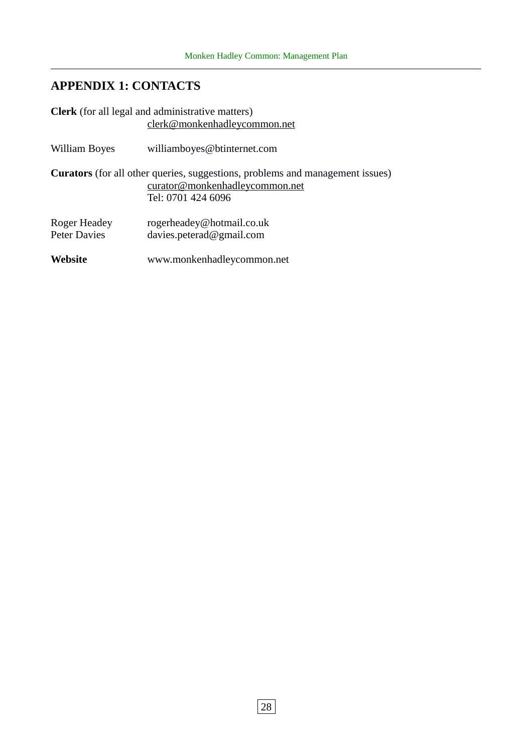## APPENDIX 1: CONTACTS

**Clerk** (for all legal and administrative matters)
clerk@monkenhadleycommon.net

William Boyes williamboyes@btinternet.com

**Curators** (for all other queries, suggestions, problems and management issues)
curator@monkenhadleycommon.net
Tel: 0701 424 6096

Roger Headey rogerheadey@hotmail.co.uk
Peter Davies davies.peterad@gmail.com

**Website** www.monkenhadleycommon.net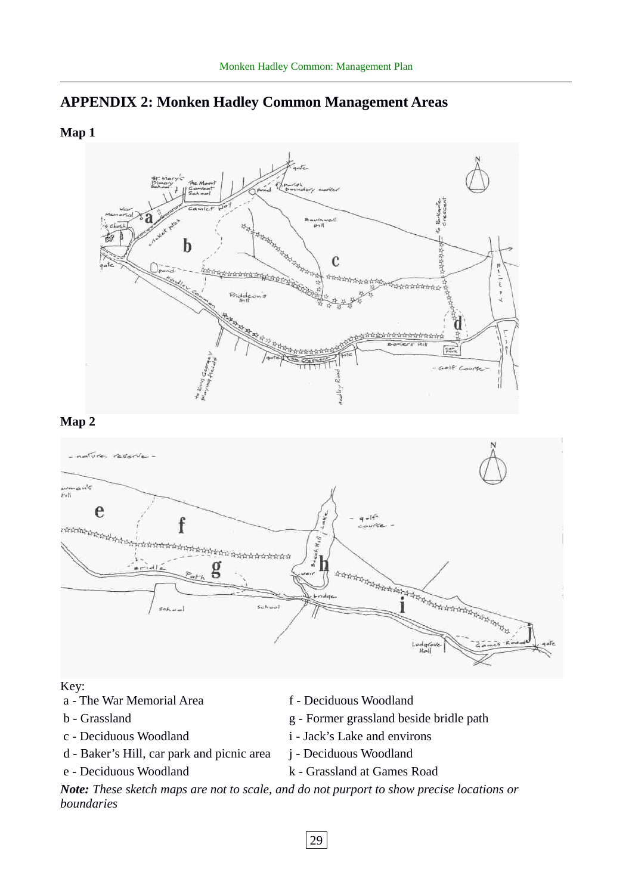## APPENDIX 2: Monken Hadley Common Management Areas

**Map 1**

**Map 2**

Key:

- a - The War Memorial Area
- b - Grassland
- c - Deciduous Woodland
- d - Baker's Hill, car park and picnic area
- e - Deciduous Woodland
- f - Deciduous Woodland
- g - Former grassland beside bridle path
- i - Jack's Lake and environs
- j - Deciduous Woodland
- k - Grassland at Games Road

***Note:*** *These sketch maps are not to scale, and do not purport to show precise locations or boundaries*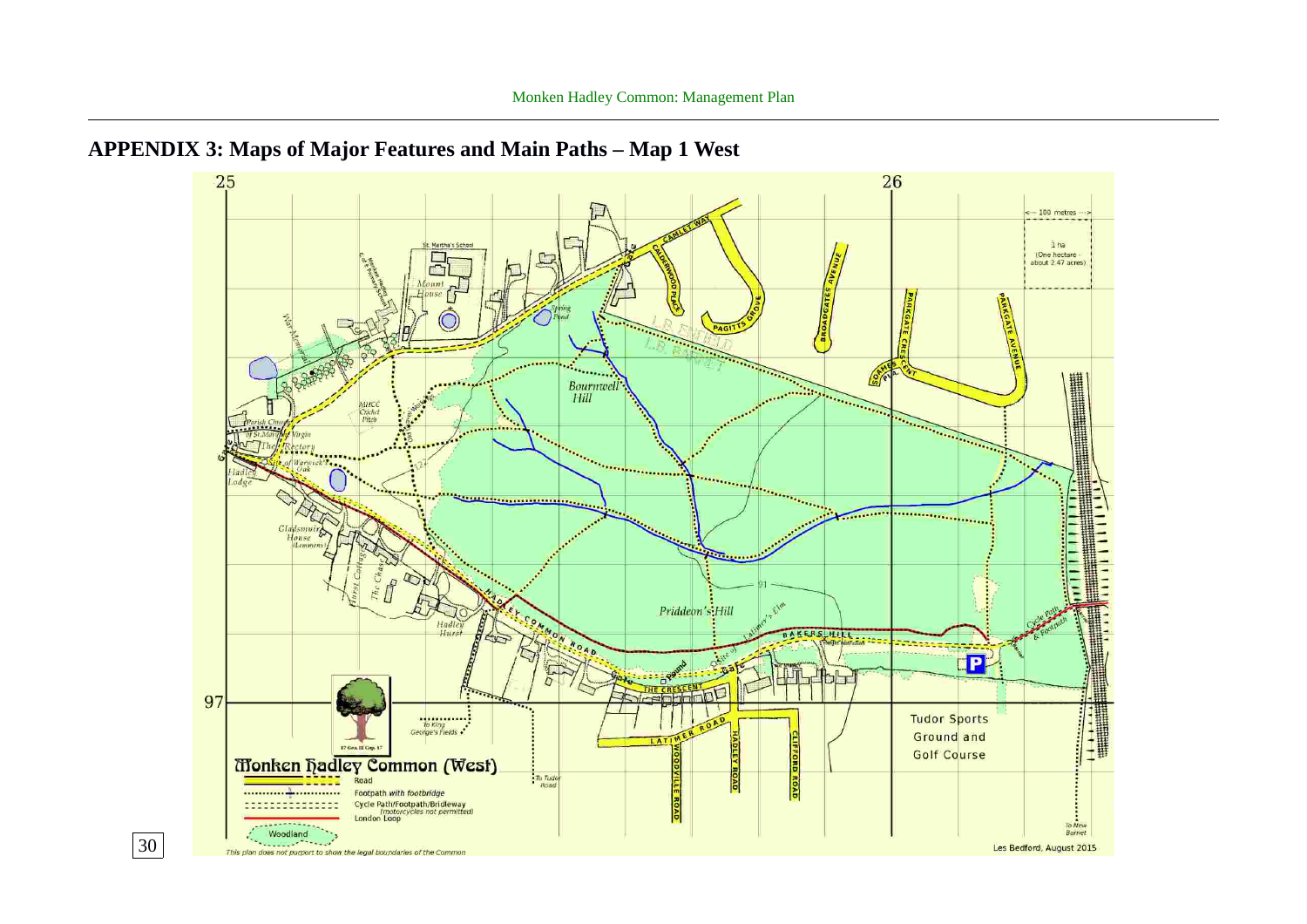## APPENDIX 3: Maps of Major Features and Main Paths – Map 1 West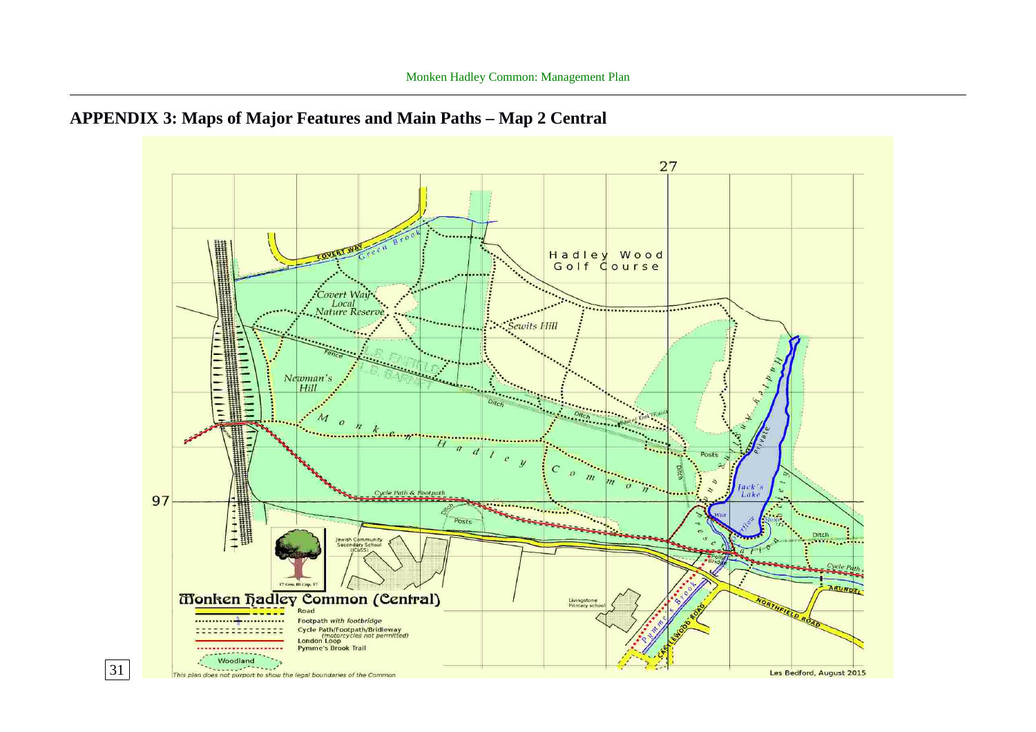## APPENDIX 3: Maps of Major Features and Main Paths – Map 2 Central

27

Hadley Wood Golf Course

Covert Way Local Nature Reserve

Sewits Hill

Newman's Hill

Monken Hadley Common

COVERT WAY

Green Brook

L.B. ENFIELD

L.B. BARNET

Fence

Ditch

Posts

Jack's Lake

Private

Cycle Path & Footpath

Jewish Community Secondary School (JCoSS)

Livingstone Primary school

Pymme's Brook

CAT HILL ROAD / COCKFOSTERS ROAD

NORTHFIELD ROAD

ARUNDEL

Cycle Path

Footbridge

97

17 Geo. III Cap. 17

**Monken Hadley Common (Central)**

- Road
- Footpath *with footbridge*
- Cycle Path/Footpath/Bridleway *(motorcycles not permitted)*
- London Loop
- Pymme's Brook Trail
- Woodland

*This plan does not purport to show the legal boundaries of the Common*

Les Bedford, August 2015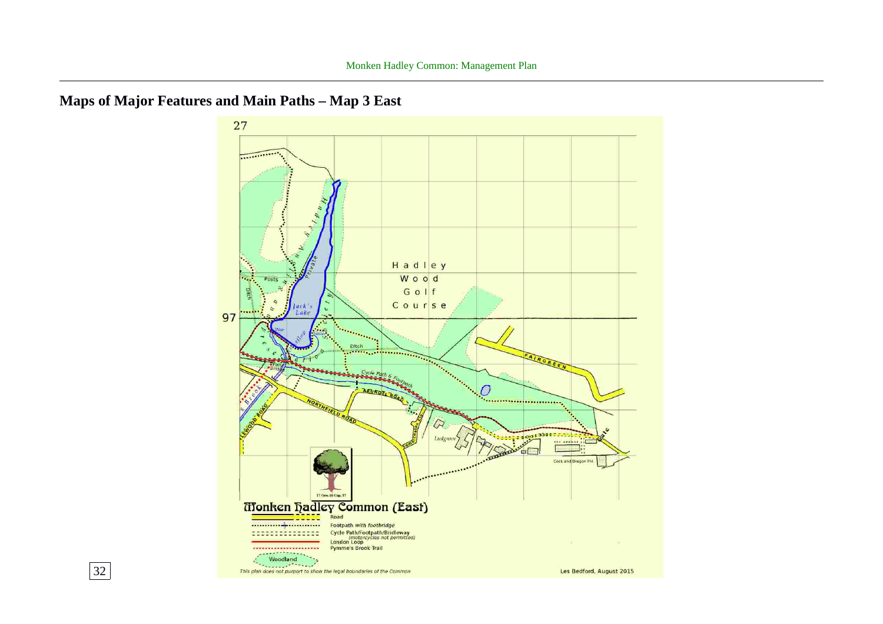## Maps of Major Features and Main Paths – Map 3 East

27

97

Hadley Wood Golf Course

Jack's Lake

Private

Posts

Ditch

Weir

Sluice

Ditch

Foot Bridge

Cycle Path & Footpath

ARUNDEL ROAD

NORTHFIELD ROAD

FAIRGREEN

Ludgrove

Gate

Cock and Dragon PH

17 Geo. III Cap. 17

Monken Hadley Common (East)

Road

Footpath *with footbridge*

Cycle Path/Footpath/Bridleway *(motorcycles not permitted)*

London Loop

Pymme's Brook Trail

Woodland

*This plan does not purport to show the legal boundaries of the Common*

Les Bedford, August 2015